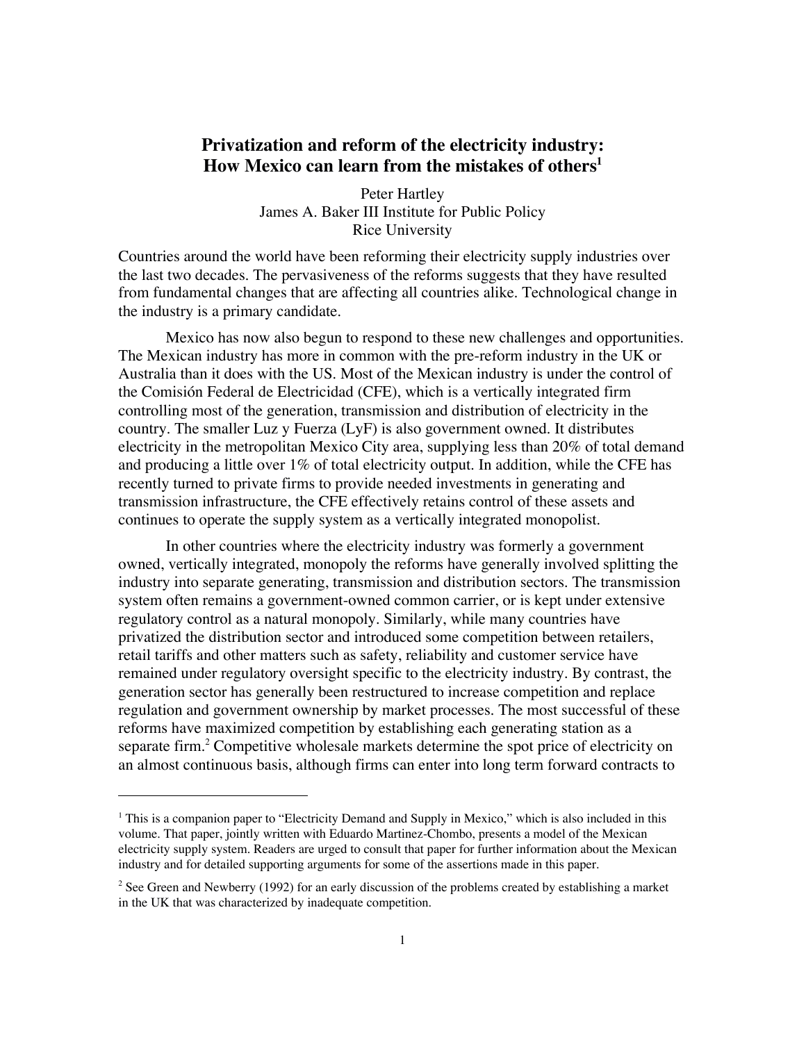# Privatization and reform of the electricity industry: How Mexico can learn from the mistakes of others[1]

Peter Hartley
James A. Baker III Institute for Public Policy
Rice University

Countries around the world have been reforming their electricity supply industries over the last two decades. The pervasiveness of the reforms suggests that they have resulted from fundamental changes that are affecting all countries alike. Technological change in the industry is a primary candidate.

Mexico has now also begun to respond to these new challenges and opportunities. The Mexican industry has more in common with the pre-reform industry in the UK or Australia than it does with the US. Most of the Mexican industry is under the control of the Comisión Federal de Electricidad (CFE), which is a vertically integrated firm controlling most of the generation, transmission and distribution of electricity in the country. The smaller Luz y Fuerza (LyF) is also government owned. It distributes electricity in the metropolitan Mexico City area, supplying less than 20% of total demand and producing a little over 1% of total electricity output. In addition, while the CFE has recently turned to private firms to provide needed investments in generating and transmission infrastructure, the CFE effectively retains control of these assets and continues to operate the supply system as a vertically integrated monopolist.

In other countries where the electricity industry was formerly a government owned, vertically integrated, monopoly the reforms have generally involved splitting the industry into separate generating, transmission and distribution sectors. The transmission system often remains a government-owned common carrier, or is kept under extensive regulatory control as a natural monopoly. Similarly, while many countries have privatized the distribution sector and introduced some competition between retailers, retail tariffs and other matters such as safety, reliability and customer service have remained under regulatory oversight specific to the electricity industry. By contrast, the generation sector has generally been restructured to increase competition and replace regulation and government ownership by market processes. The most successful of these reforms have maximized competition by establishing each generating station as a separate firm.[2] Competitive wholesale markets determine the spot price of electricity on an almost continuous basis, although firms can enter into long term forward contracts to

---

[1] This is a companion paper to "Electricity Demand and Supply in Mexico," which is also included in this volume. That paper, jointly written with Eduardo Martinez-Chombo, presents a model of the Mexican electricity supply system. Readers are urged to consult that paper for further information about the Mexican industry and for detailed supporting arguments for some of the assertions made in this paper.

[2] See Green and Newberry (1992) for an early discussion of the problems created by establishing a market in the UK that was characterized by inadequate competition.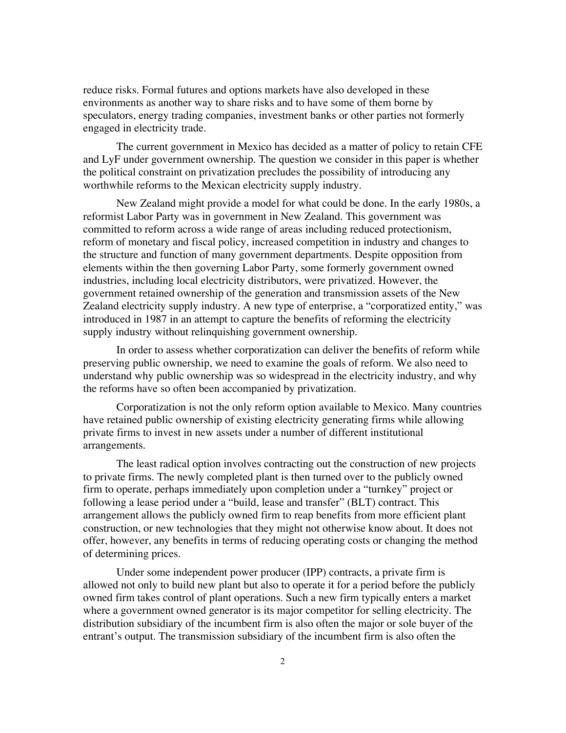reduce risks. Formal futures and options markets have also developed in these environments as another way to share risks and to have some of them borne by speculators, energy trading companies, investment banks or other parties not formerly engaged in electricity trade.

The current government in Mexico has decided as a matter of policy to retain CFE and LyF under government ownership. The question we consider in this paper is whether the political constraint on privatization precludes the possibility of introducing any worthwhile reforms to the Mexican electricity supply industry.

New Zealand might provide a model for what could be done. In the early 1980s, a reformist Labor Party was in government in New Zealand. This government was committed to reform across a wide range of areas including reduced protectionism, reform of monetary and fiscal policy, increased competition in industry and changes to the structure and function of many government departments. Despite opposition from elements within the then governing Labor Party, some formerly government owned industries, including local electricity distributors, were privatized. However, the government retained ownership of the generation and transmission assets of the New Zealand electricity supply industry. A new type of enterprise, a "corporatized entity," was introduced in 1987 in an attempt to capture the benefits of reforming the electricity supply industry without relinquishing government ownership.

In order to assess whether corporatization can deliver the benefits of reform while preserving public ownership, we need to examine the goals of reform. We also need to understand why public ownership was so widespread in the electricity industry, and why the reforms have so often been accompanied by privatization.

Corporatization is not the only reform option available to Mexico. Many countries have retained public ownership of existing electricity generating firms while allowing private firms to invest in new assets under a number of different institutional arrangements.

The least radical option involves contracting out the construction of new projects to private firms. The newly completed plant is then turned over to the publicly owned firm to operate, perhaps immediately upon completion under a "turnkey" project or following a lease period under a "build, lease and transfer" (BLT) contract. This arrangement allows the publicly owned firm to reap benefits from more efficient plant construction, or new technologies that they might not otherwise know about. It does not offer, however, any benefits in terms of reducing operating costs or changing the method of determining prices.

Under some independent power producer (IPP) contracts, a private firm is allowed not only to build new plant but also to operate it for a period before the publicly owned firm takes control of plant operations. Such a new firm typically enters a market where a government owned generator is its major competitor for selling electricity. The distribution subsidiary of the incumbent firm is also often the major or sole buyer of the entrant's output. The transmission subsidiary of the incumbent firm is also often the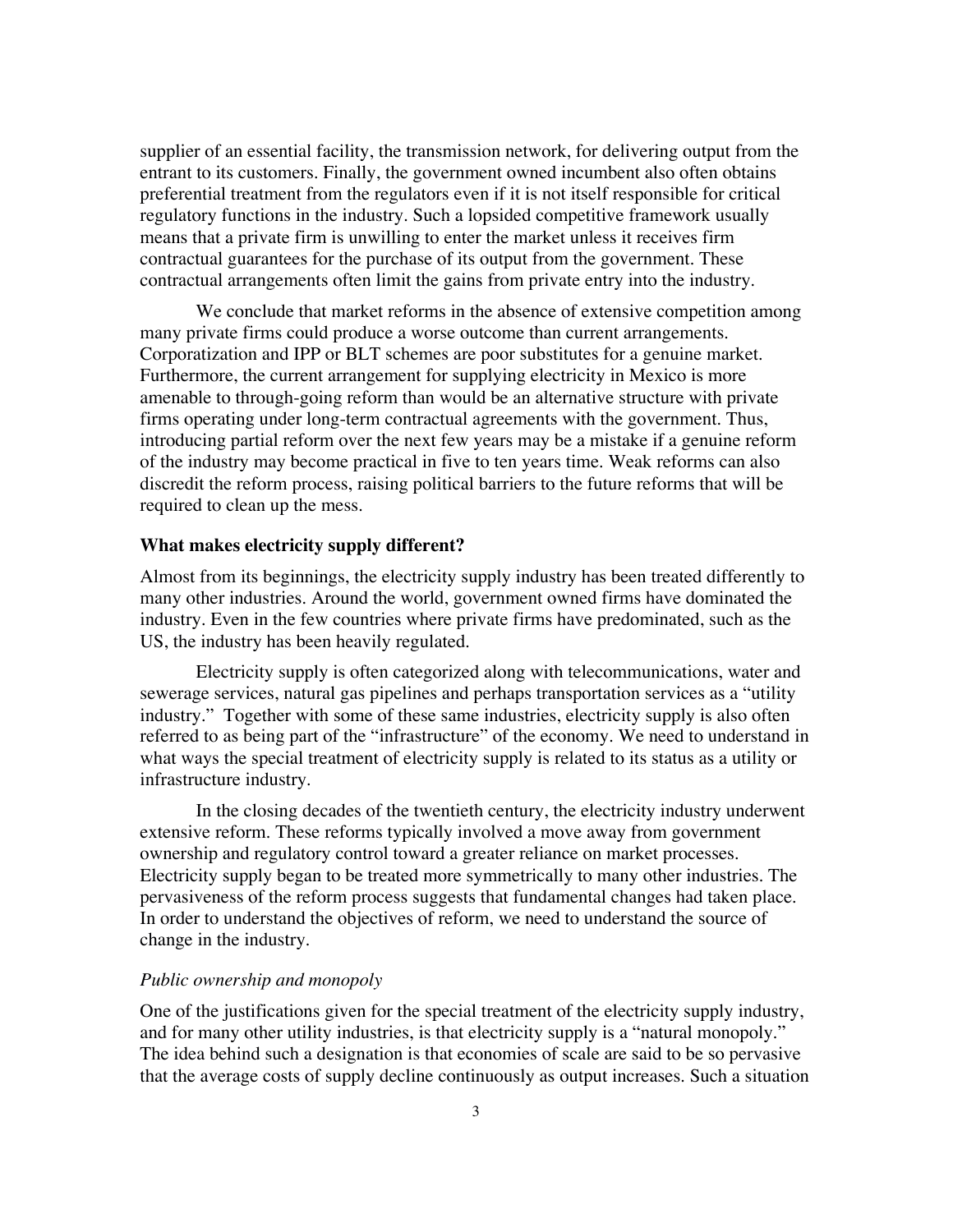supplier of an essential facility, the transmission network, for delivering output from the entrant to its customers. Finally, the government owned incumbent also often obtains preferential treatment from the regulators even if it is not itself responsible for critical regulatory functions in the industry. Such a lopsided competitive framework usually means that a private firm is unwilling to enter the market unless it receives firm contractual guarantees for the purchase of its output from the government. These contractual arrangements often limit the gains from private entry into the industry.

We conclude that market reforms in the absence of extensive competition among many private firms could produce a worse outcome than current arrangements. Corporatization and IPP or BLT schemes are poor substitutes for a genuine market. Furthermore, the current arrangement for supplying electricity in Mexico is more amenable to through-going reform than would be an alternative structure with private firms operating under long-term contractual agreements with the government. Thus, introducing partial reform over the next few years may be a mistake if a genuine reform of the industry may become practical in five to ten years time. Weak reforms can also discredit the reform process, raising political barriers to the future reforms that will be required to clean up the mess.

## What makes electricity supply different?

Almost from its beginnings, the electricity supply industry has been treated differently to many other industries. Around the world, government owned firms have dominated the industry. Even in the few countries where private firms have predominated, such as the US, the industry has been heavily regulated.

Electricity supply is often categorized along with telecommunications, water and sewerage services, natural gas pipelines and perhaps transportation services as a "utility industry." Together with some of these same industries, electricity supply is also often referred to as being part of the "infrastructure" of the economy. We need to understand in what ways the special treatment of electricity supply is related to its status as a utility or infrastructure industry.

In the closing decades of the twentieth century, the electricity industry underwent extensive reform. These reforms typically involved a move away from government ownership and regulatory control toward a greater reliance on market processes. Electricity supply began to be treated more symmetrically to many other industries. The pervasiveness of the reform process suggests that fundamental changes had taken place. In order to understand the objectives of reform, we need to understand the source of change in the industry.

### *Public ownership and monopoly*

One of the justifications given for the special treatment of the electricity supply industry, and for many other utility industries, is that electricity supply is a "natural monopoly." The idea behind such a designation is that economies of scale are said to be so pervasive that the average costs of supply decline continuously as output increases. Such a situation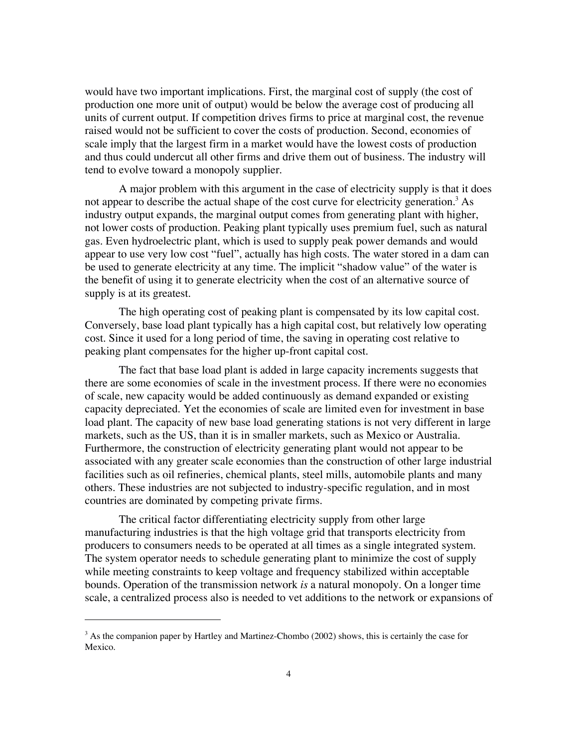would have two important implications. First, the marginal cost of supply (the cost of production one more unit of output) would be below the average cost of producing all units of current output. If competition drives firms to price at marginal cost, the revenue raised would not be sufficient to cover the costs of production. Second, economies of scale imply that the largest firm in a market would have the lowest costs of production and thus could undercut all other firms and drive them out of business. The industry will tend to evolve toward a monopoly supplier.

A major problem with this argument in the case of electricity supply is that it does not appear to describe the actual shape of the cost curve for electricity generation.[3] As industry output expands, the marginal output comes from generating plant with higher, not lower costs of production. Peaking plant typically uses premium fuel, such as natural gas. Even hydroelectric plant, which is used to supply peak power demands and would appear to use very low cost "fuel", actually has high costs. The water stored in a dam can be used to generate electricity at any time. The implicit "shadow value" of the water is the benefit of using it to generate electricity when the cost of an alternative source of supply is at its greatest.

The high operating cost of peaking plant is compensated by its low capital cost. Conversely, base load plant typically has a high capital cost, but relatively low operating cost. Since it used for a long period of time, the saving in operating cost relative to peaking plant compensates for the higher up-front capital cost.

The fact that base load plant is added in large capacity increments suggests that there are some economies of scale in the investment process. If there were no economies of scale, new capacity would be added continuously as demand expanded or existing capacity depreciated. Yet the economies of scale are limited even for investment in base load plant. The capacity of new base load generating stations is not very different in large markets, such as the US, than it is in smaller markets, such as Mexico or Australia. Furthermore, the construction of electricity generating plant would not appear to be associated with any greater scale economies than the construction of other large industrial facilities such as oil refineries, chemical plants, steel mills, automobile plants and many others. These industries are not subjected to industry-specific regulation, and in most countries are dominated by competing private firms.

The critical factor differentiating electricity supply from other large manufacturing industries is that the high voltage grid that transports electricity from producers to consumers needs to be operated at all times as a single integrated system. The system operator needs to schedule generating plant to minimize the cost of supply while meeting constraints to keep voltage and frequency stabilized within acceptable bounds. Operation of the transmission network *is* a natural monopoly. On a longer time scale, a centralized process also is needed to vet additions to the network or expansions of

[3] As the companion paper by Hartley and Martinez-Chombo (2002) shows, this is certainly the case for Mexico.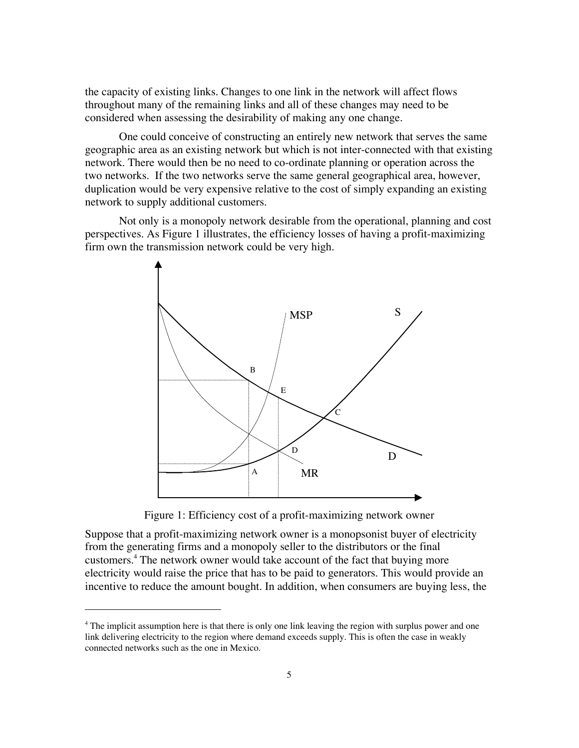the capacity of existing links. Changes to one link in the network will affect flows throughout many of the remaining links and all of these changes may need to be considered when assessing the desirability of making any one change.

One could conceive of constructing an entirely new network that serves the same geographic area as an existing network but which is not inter-connected with that existing network. There would then be no need to co-ordinate planning or operation across the two networks. If the two networks serve the same general geographical area, however, duplication would be very expensive relative to the cost of simply expanding an existing network to supply additional customers.

Not only is a monopoly network desirable from the operational, planning and cost perspectives. As Figure 1 illustrates, the efficiency losses of having a profit-maximizing firm own the transmission network could be very high.

Figure 1: Efficiency cost of a profit-maximizing network owner

Suppose that a profit-maximizing network owner is a monopsonist buyer of electricity from the generating firms and a monopoly seller to the distributors or the final customers.[4] The network owner would take account of the fact that buying more electricity would raise the price that has to be paid to generators. This would provide an incentive to reduce the amount bought. In addition, when consumers are buying less, the

[4] The implicit assumption here is that there is only one link leaving the region with surplus power and one link delivering electricity to the region where demand exceeds supply. This is often the case in weakly connected networks such as the one in Mexico.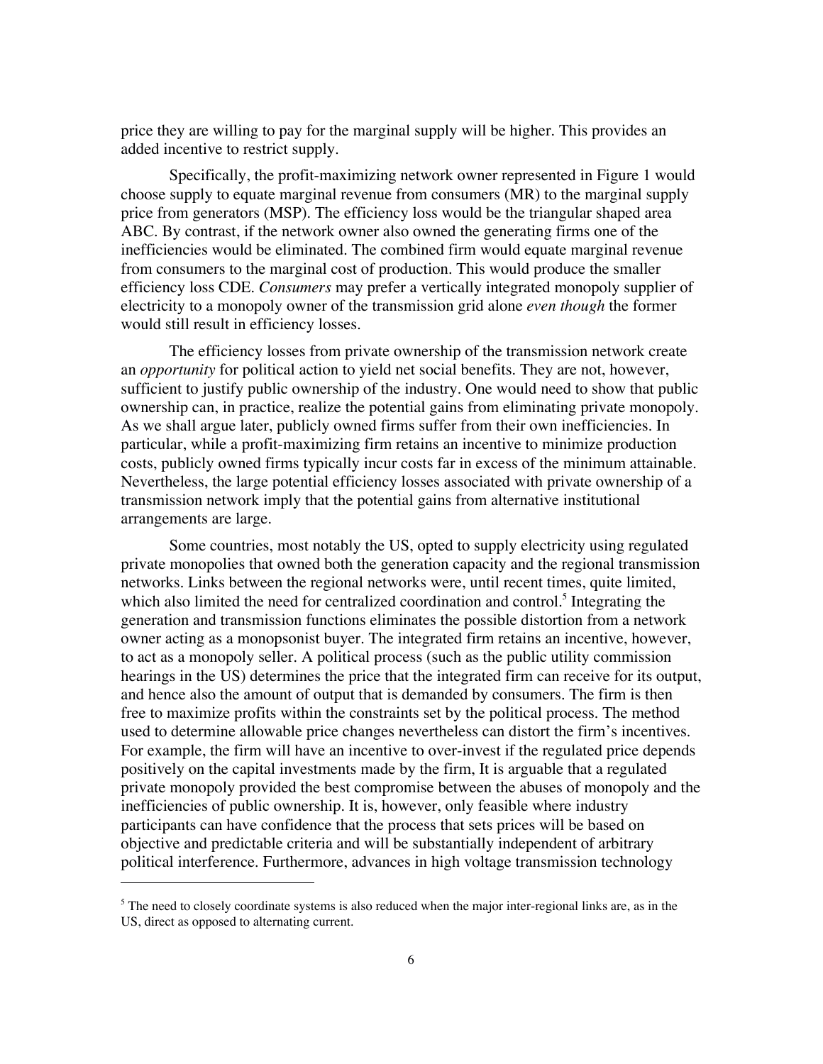price they are willing to pay for the marginal supply will be higher. This provides an added incentive to restrict supply.

Specifically, the profit-maximizing network owner represented in Figure 1 would choose supply to equate marginal revenue from consumers (MR) to the marginal supply price from generators (MSP). The efficiency loss would be the triangular shaped area ABC. By contrast, if the network owner also owned the generating firms one of the inefficiencies would be eliminated. The combined firm would equate marginal revenue from consumers to the marginal cost of production. This would produce the smaller efficiency loss CDE. *Consumers* may prefer a vertically integrated monopoly supplier of electricity to a monopoly owner of the transmission grid alone *even though* the former would still result in efficiency losses.

The efficiency losses from private ownership of the transmission network create an *opportunity* for political action to yield net social benefits. They are not, however, sufficient to justify public ownership of the industry. One would need to show that public ownership can, in practice, realize the potential gains from eliminating private monopoly. As we shall argue later, publicly owned firms suffer from their own inefficiencies. In particular, while a profit-maximizing firm retains an incentive to minimize production costs, publicly owned firms typically incur costs far in excess of the minimum attainable. Nevertheless, the large potential efficiency losses associated with private ownership of a transmission network imply that the potential gains from alternative institutional arrangements are large.

Some countries, most notably the US, opted to supply electricity using regulated private monopolies that owned both the generation capacity and the regional transmission networks. Links between the regional networks were, until recent times, quite limited, which also limited the need for centralized coordination and control.[5] Integrating the generation and transmission functions eliminates the possible distortion from a network owner acting as a monopsonist buyer. The integrated firm retains an incentive, however, to act as a monopoly seller. A political process (such as the public utility commission hearings in the US) determines the price that the integrated firm can receive for its output, and hence also the amount of output that is demanded by consumers. The firm is then free to maximize profits within the constraints set by the political process. The method used to determine allowable price changes nevertheless can distort the firm's incentives. For example, the firm will have an incentive to over-invest if the regulated price depends positively on the capital investments made by the firm, It is arguable that a regulated private monopoly provided the best compromise between the abuses of monopoly and the inefficiencies of public ownership. It is, however, only feasible where industry participants can have confidence that the process that sets prices will be based on objective and predictable criteria and will be substantially independent of arbitrary political interference. Furthermore, advances in high voltage transmission technology

[5] The need to closely coordinate systems is also reduced when the major inter-regional links are, as in the US, direct as opposed to alternating current.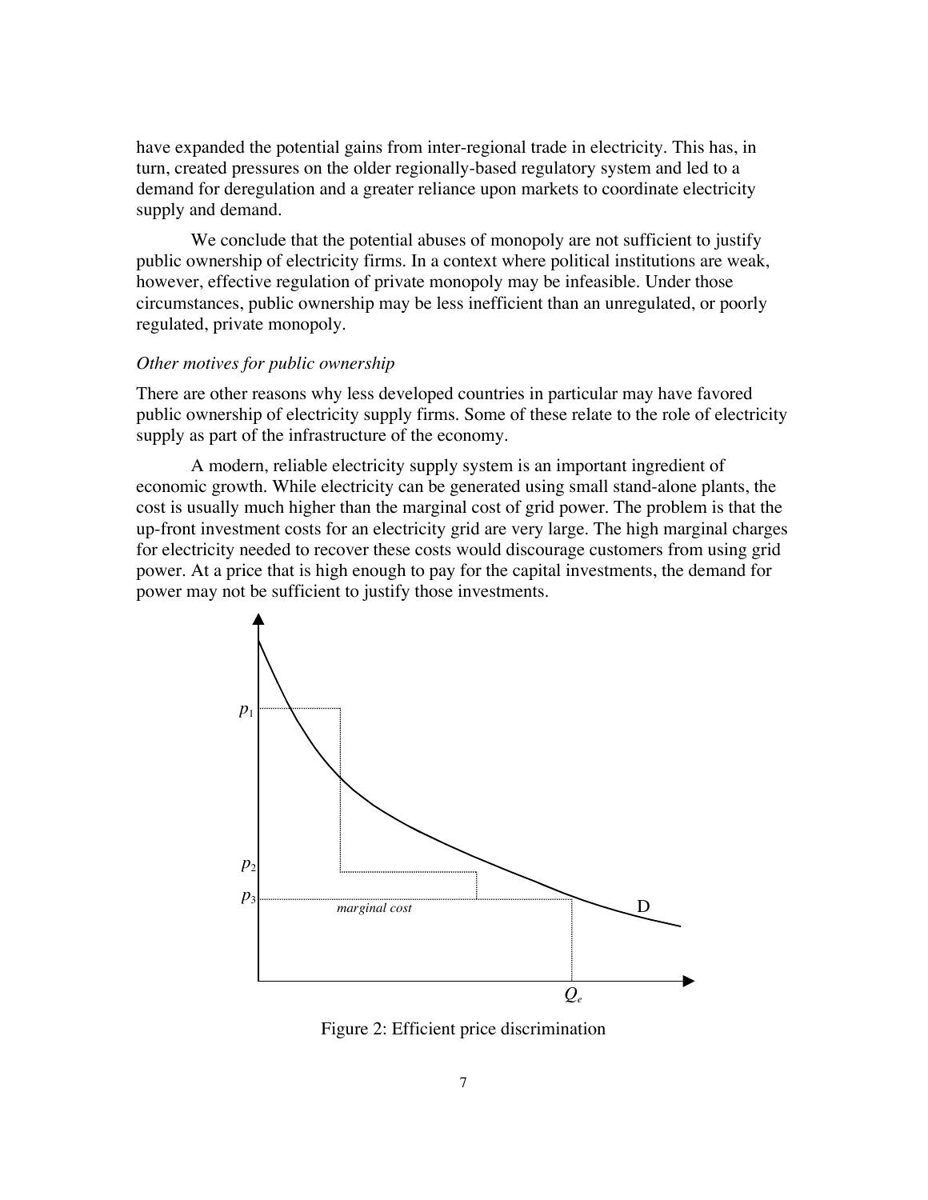have expanded the potential gains from inter-regional trade in electricity. This has, in turn, created pressures on the older regionally-based regulatory system and led to a demand for deregulation and a greater reliance upon markets to coordinate electricity supply and demand.

We conclude that the potential abuses of monopoly are not sufficient to justify public ownership of electricity firms. In a context where political institutions are weak, however, effective regulation of private monopoly may be infeasible. Under those circumstances, public ownership may be less inefficient than an unregulated, or poorly regulated, private monopoly.

*Other motives for public ownership*

There are other reasons why less developed countries in particular may have favored public ownership of electricity supply firms. Some of these relate to the role of electricity supply as part of the infrastructure of the economy.

A modern, reliable electricity supply system is an important ingredient of economic growth. While electricity can be generated using small stand-alone plants, the cost is usually much higher than the marginal cost of grid power. The problem is that the up-front investment costs for an electricity grid are very large. The high marginal charges for electricity needed to recover these costs would discourage customers from using grid power. At a price that is high enough to pay for the capital investments, the demand for power may not be sufficient to justify those investments.

Figure 2: Efficient price discrimination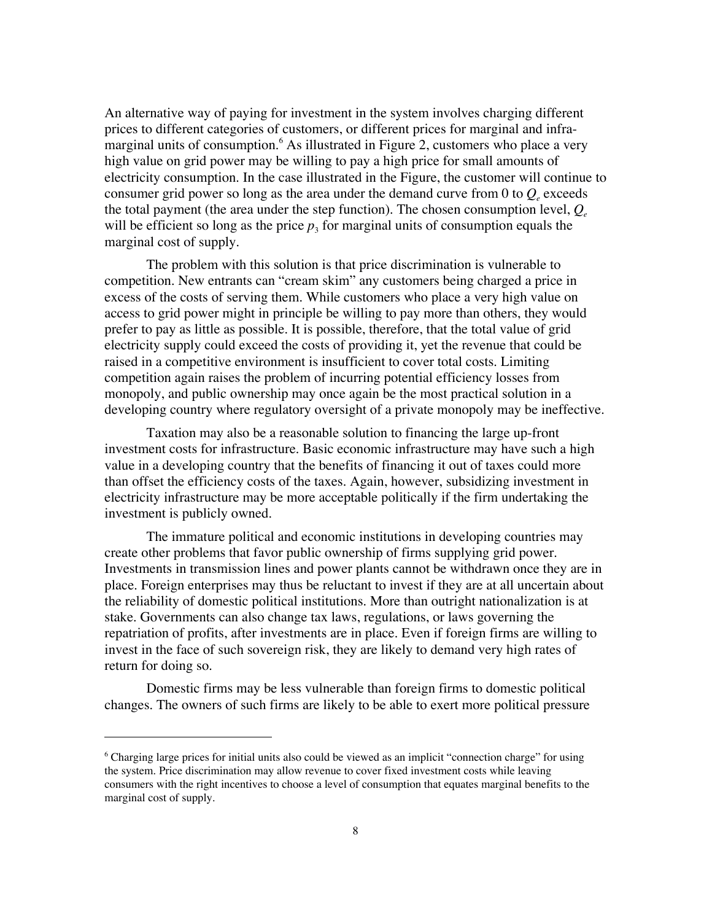An alternative way of paying for investment in the system involves charging different prices to different categories of customers, or different prices for marginal and infra-marginal units of consumption.[6] As illustrated in Figure 2, customers who place a very high value on grid power may be willing to pay a high price for small amounts of electricity consumption. In the case illustrated in the Figure, the customer will continue to consumer grid power so long as the area under the demand curve from 0 to $Q_e$ exceeds the total payment (the area under the step function). The chosen consumption level, $Q_e$ will be efficient so long as the price $p_3$ for marginal units of consumption equals the marginal cost of supply.

The problem with this solution is that price discrimination is vulnerable to competition. New entrants can "cream skim" any customers being charged a price in excess of the costs of serving them. While customers who place a very high value on access to grid power might in principle be willing to pay more than others, they would prefer to pay as little as possible. It is possible, therefore, that the total value of grid electricity supply could exceed the costs of providing it, yet the revenue that could be raised in a competitive environment is insufficient to cover total costs. Limiting competition again raises the problem of incurring potential efficiency losses from monopoly, and public ownership may once again be the most practical solution in a developing country where regulatory oversight of a private monopoly may be ineffective.

Taxation may also be a reasonable solution to financing the large up-front investment costs for infrastructure. Basic economic infrastructure may have such a high value in a developing country that the benefits of financing it out of taxes could more than offset the efficiency costs of the taxes. Again, however, subsidizing investment in electricity infrastructure may be more acceptable politically if the firm undertaking the investment is publicly owned.

The immature political and economic institutions in developing countries may create other problems that favor public ownership of firms supplying grid power. Investments in transmission lines and power plants cannot be withdrawn once they are in place. Foreign enterprises may thus be reluctant to invest if they are at all uncertain about the reliability of domestic political institutions. More than outright nationalization is at stake. Governments can also change tax laws, regulations, or laws governing the repatriation of profits, after investments are in place. Even if foreign firms are willing to invest in the face of such sovereign risk, they are likely to demand very high rates of return for doing so.

Domestic firms may be less vulnerable than foreign firms to domestic political changes. The owners of such firms are likely to be able to exert more political pressure

---

[6] Charging large prices for initial units also could be viewed as an implicit "connection charge" for using the system. Price discrimination may allow revenue to cover fixed investment costs while leaving consumers with the right incentives to choose a level of consumption that equates marginal benefits to the marginal cost of supply.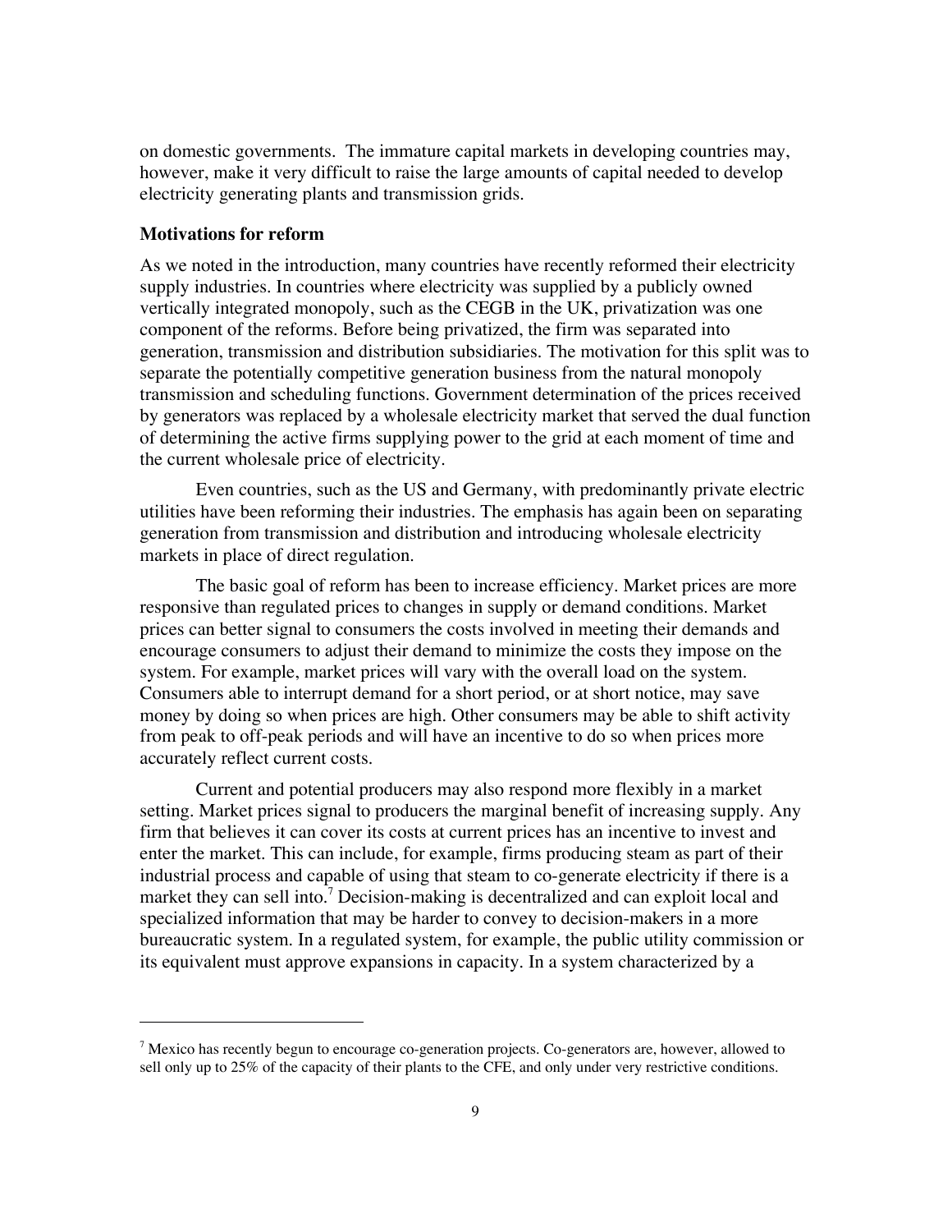on domestic governments. The immature capital markets in developing countries may, however, make it very difficult to raise the large amounts of capital needed to develop electricity generating plants and transmission grids.

**Motivations for reform**

As we noted in the introduction, many countries have recently reformed their electricity supply industries. In countries where electricity was supplied by a publicly owned vertically integrated monopoly, such as the CEGB in the UK, privatization was one component of the reforms. Before being privatized, the firm was separated into generation, transmission and distribution subsidiaries. The motivation for this split was to separate the potentially competitive generation business from the natural monopoly transmission and scheduling functions. Government determination of the prices received by generators was replaced by a wholesale electricity market that served the dual function of determining the active firms supplying power to the grid at each moment of time and the current wholesale price of electricity.

Even countries, such as the US and Germany, with predominantly private electric utilities have been reforming their industries. The emphasis has again been on separating generation from transmission and distribution and introducing wholesale electricity markets in place of direct regulation.

The basic goal of reform has been to increase efficiency. Market prices are more responsive than regulated prices to changes in supply or demand conditions. Market prices can better signal to consumers the costs involved in meeting their demands and encourage consumers to adjust their demand to minimize the costs they impose on the system. For example, market prices will vary with the overall load on the system. Consumers able to interrupt demand for a short period, or at short notice, may save money by doing so when prices are high. Other consumers may be able to shift activity from peak to off-peak periods and will have an incentive to do so when prices more accurately reflect current costs.

Current and potential producers may also respond more flexibly in a market setting. Market prices signal to producers the marginal benefit of increasing supply. Any firm that believes it can cover its costs at current prices has an incentive to invest and enter the market. This can include, for example, firms producing steam as part of their industrial process and capable of using that steam to co-generate electricity if there is a market they can sell into.[7] Decision-making is decentralized and can exploit local and specialized information that may be harder to convey to decision-makers in a more bureaucratic system. In a regulated system, for example, the public utility commission or its equivalent must approve expansions in capacity. In a system characterized by a

[7] Mexico has recently begun to encourage co-generation projects. Co-generators are, however, allowed to sell only up to 25% of the capacity of their plants to the CFE, and only under very restrictive conditions.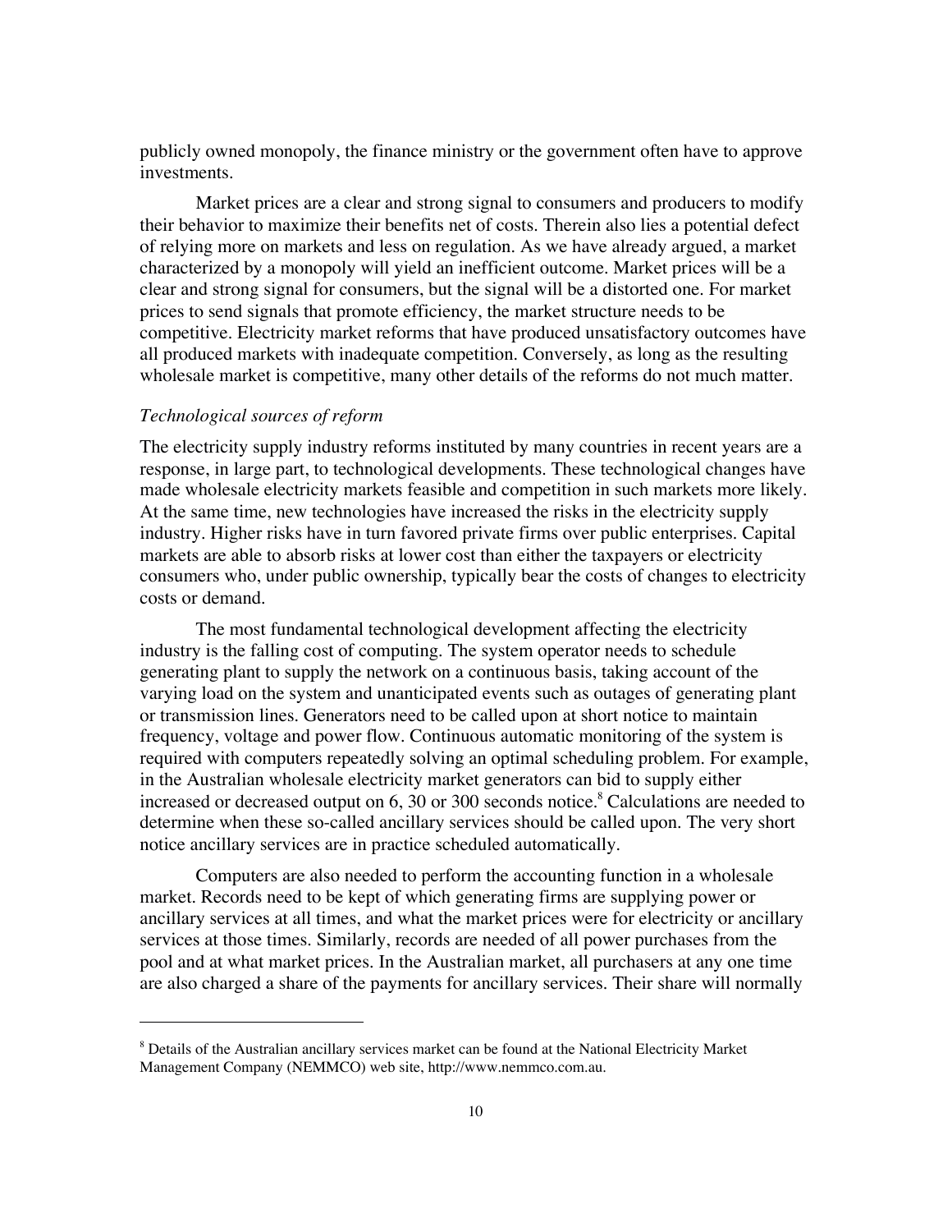publicly owned monopoly, the finance ministry or the government often have to approve investments.

Market prices are a clear and strong signal to consumers and producers to modify their behavior to maximize their benefits net of costs. Therein also lies a potential defect of relying more on markets and less on regulation. As we have already argued, a market characterized by a monopoly will yield an inefficient outcome. Market prices will be a clear and strong signal for consumers, but the signal will be a distorted one. For market prices to send signals that promote efficiency, the market structure needs to be competitive. Electricity market reforms that have produced unsatisfactory outcomes have all produced markets with inadequate competition. Conversely, as long as the resulting wholesale market is competitive, many other details of the reforms do not much matter.

*Technological sources of reform*

The electricity supply industry reforms instituted by many countries in recent years are a response, in large part, to technological developments. These technological changes have made wholesale electricity markets feasible and competition in such markets more likely. At the same time, new technologies have increased the risks in the electricity supply industry. Higher risks have in turn favored private firms over public enterprises. Capital markets are able to absorb risks at lower cost than either the taxpayers or electricity consumers who, under public ownership, typically bear the costs of changes to electricity costs or demand.

The most fundamental technological development affecting the electricity industry is the falling cost of computing. The system operator needs to schedule generating plant to supply the network on a continuous basis, taking account of the varying load on the system and unanticipated events such as outages of generating plant or transmission lines. Generators need to be called upon at short notice to maintain frequency, voltage and power flow. Continuous automatic monitoring of the system is required with computers repeatedly solving an optimal scheduling problem. For example, in the Australian wholesale electricity market generators can bid to supply either increased or decreased output on 6, 30 or 300 seconds notice.[8] Calculations are needed to determine when these so-called ancillary services should be called upon. The very short notice ancillary services are in practice scheduled automatically.

Computers are also needed to perform the accounting function in a wholesale market. Records need to be kept of which generating firms are supplying power or ancillary services at all times, and what the market prices were for electricity or ancillary services at those times. Similarly, records are needed of all power purchases from the pool and at what market prices. In the Australian market, all purchasers at any one time are also charged a share of the payments for ancillary services. Their share will normally

---

[8] Details of the Australian ancillary services market can be found at the National Electricity Market Management Company (NEMMCO) web site, http://www.nemmco.com.au.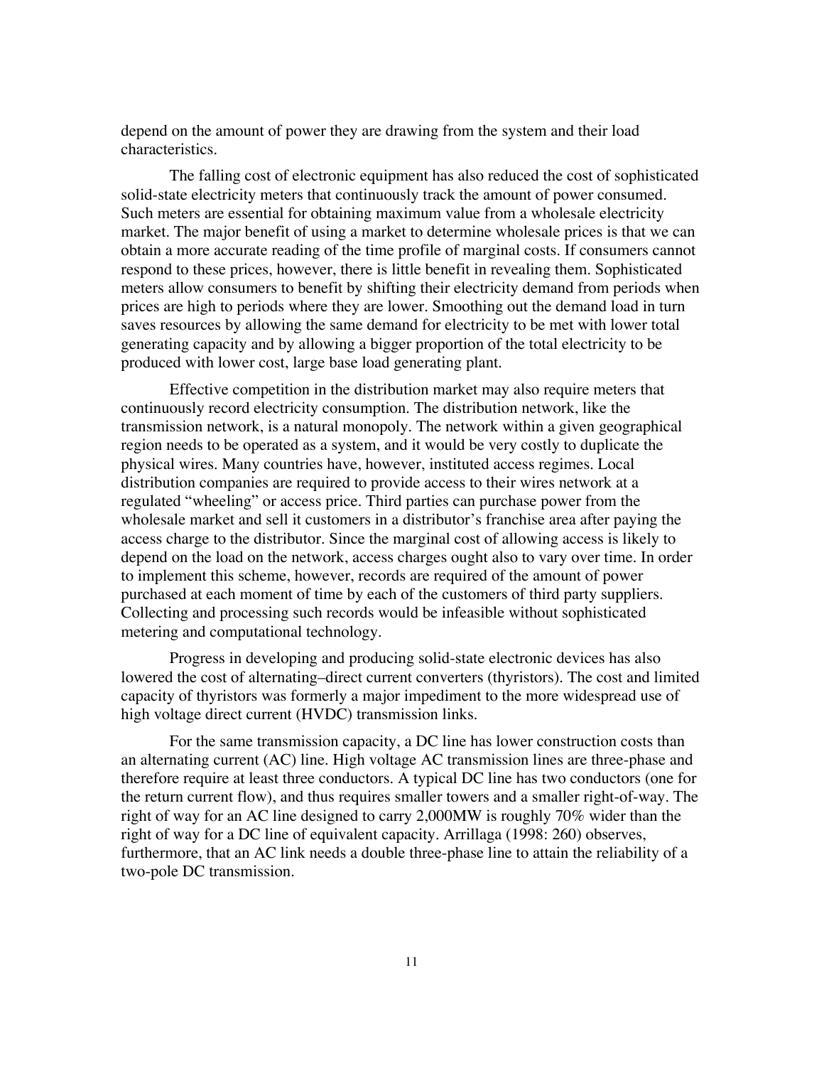depend on the amount of power they are drawing from the system and their load characteristics.

The falling cost of electronic equipment has also reduced the cost of sophisticated solid-state electricity meters that continuously track the amount of power consumed. Such meters are essential for obtaining maximum value from a wholesale electricity market. The major benefit of using a market to determine wholesale prices is that we can obtain a more accurate reading of the time profile of marginal costs. If consumers cannot respond to these prices, however, there is little benefit in revealing them. Sophisticated meters allow consumers to benefit by shifting their electricity demand from periods when prices are high to periods where they are lower. Smoothing out the demand load in turn saves resources by allowing the same demand for electricity to be met with lower total generating capacity and by allowing a bigger proportion of the total electricity to be produced with lower cost, large base load generating plant.

Effective competition in the distribution market may also require meters that continuously record electricity consumption. The distribution network, like the transmission network, is a natural monopoly. The network within a given geographical region needs to be operated as a system, and it would be very costly to duplicate the physical wires. Many countries have, however, instituted access regimes. Local distribution companies are required to provide access to their wires network at a regulated "wheeling" or access price. Third parties can purchase power from the wholesale market and sell it customers in a distributor's franchise area after paying the access charge to the distributor. Since the marginal cost of allowing access is likely to depend on the load on the network, access charges ought also to vary over time. In order to implement this scheme, however, records are required of the amount of power purchased at each moment of time by each of the customers of third party suppliers. Collecting and processing such records would be infeasible without sophisticated metering and computational technology.

Progress in developing and producing solid-state electronic devices has also lowered the cost of alternating–direct current converters (thyristors). The cost and limited capacity of thyristors was formerly a major impediment to the more widespread use of high voltage direct current (HVDC) transmission links.

For the same transmission capacity, a DC line has lower construction costs than an alternating current (AC) line. High voltage AC transmission lines are three-phase and therefore require at least three conductors. A typical DC line has two conductors (one for the return current flow), and thus requires smaller towers and a smaller right-of-way. The right of way for an AC line designed to carry 2,000MW is roughly 70% wider than the right of way for a DC line of equivalent capacity. Arrillaga (1998: 260) observes, furthermore, that an AC link needs a double three-phase line to attain the reliability of a two-pole DC transmission.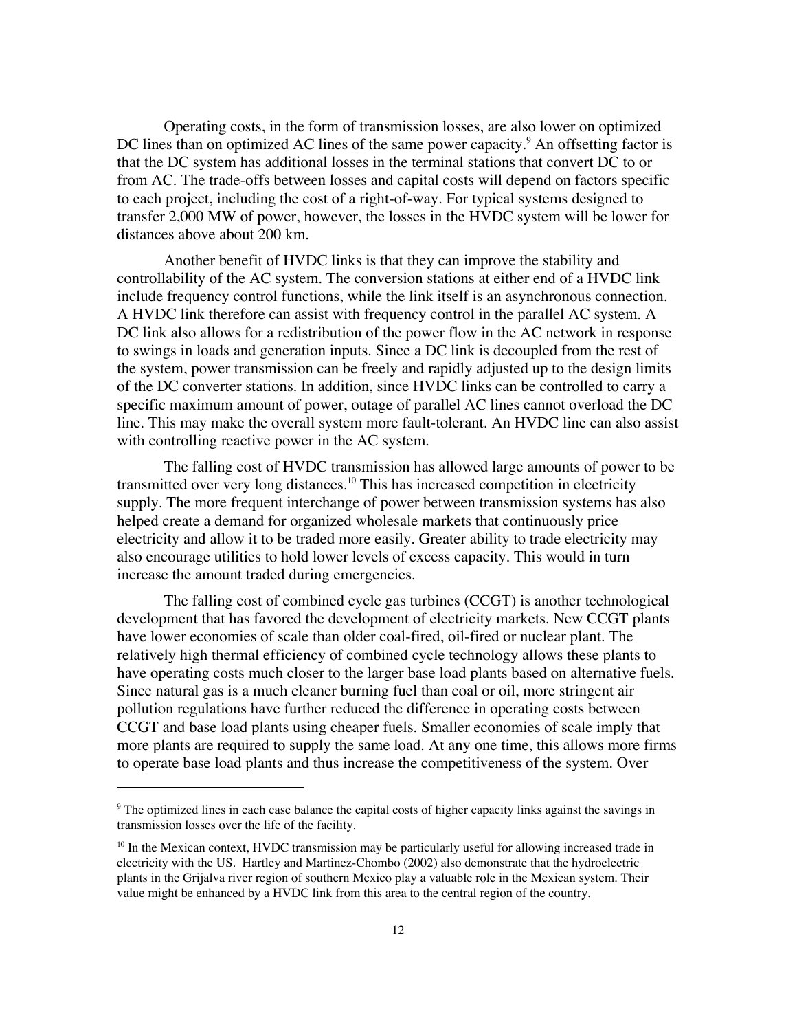Operating costs, in the form of transmission losses, are also lower on optimized DC lines than on optimized AC lines of the same power capacity.[9] An offsetting factor is that the DC system has additional losses in the terminal stations that convert DC to or from AC. The trade-offs between losses and capital costs will depend on factors specific to each project, including the cost of a right-of-way. For typical systems designed to transfer 2,000 MW of power, however, the losses in the HVDC system will be lower for distances above about 200 km.

Another benefit of HVDC links is that they can improve the stability and controllability of the AC system. The conversion stations at either end of a HVDC link include frequency control functions, while the link itself is an asynchronous connection. A HVDC link therefore can assist with frequency control in the parallel AC system. A DC link also allows for a redistribution of the power flow in the AC network in response to swings in loads and generation inputs. Since a DC link is decoupled from the rest of the system, power transmission can be freely and rapidly adjusted up to the design limits of the DC converter stations. In addition, since HVDC links can be controlled to carry a specific maximum amount of power, outage of parallel AC lines cannot overload the DC line. This may make the overall system more fault-tolerant. An HVDC line can also assist with controlling reactive power in the AC system.

The falling cost of HVDC transmission has allowed large amounts of power to be transmitted over very long distances.[10] This has increased competition in electricity supply. The more frequent interchange of power between transmission systems has also helped create a demand for organized wholesale markets that continuously price electricity and allow it to be traded more easily. Greater ability to trade electricity may also encourage utilities to hold lower levels of excess capacity. This would in turn increase the amount traded during emergencies.

The falling cost of combined cycle gas turbines (CCGT) is another technological development that has favored the development of electricity markets. New CCGT plants have lower economies of scale than older coal-fired, oil-fired or nuclear plant. The relatively high thermal efficiency of combined cycle technology allows these plants to have operating costs much closer to the larger base load plants based on alternative fuels. Since natural gas is a much cleaner burning fuel than coal or oil, more stringent air pollution regulations have further reduced the difference in operating costs between CCGT and base load plants using cheaper fuels. Smaller economies of scale imply that more plants are required to supply the same load. At any one time, this allows more firms to operate base load plants and thus increase the competitiveness of the system. Over

---

[9] The optimized lines in each case balance the capital costs of higher capacity links against the savings in transmission losses over the life of the facility.

[10] In the Mexican context, HVDC transmission may be particularly useful for allowing increased trade in electricity with the US. Hartley and Martinez-Chombo (2002) also demonstrate that the hydroelectric plants in the Grijalva river region of southern Mexico play a valuable role in the Mexican system. Their value might be enhanced by a HVDC link from this area to the central region of the country.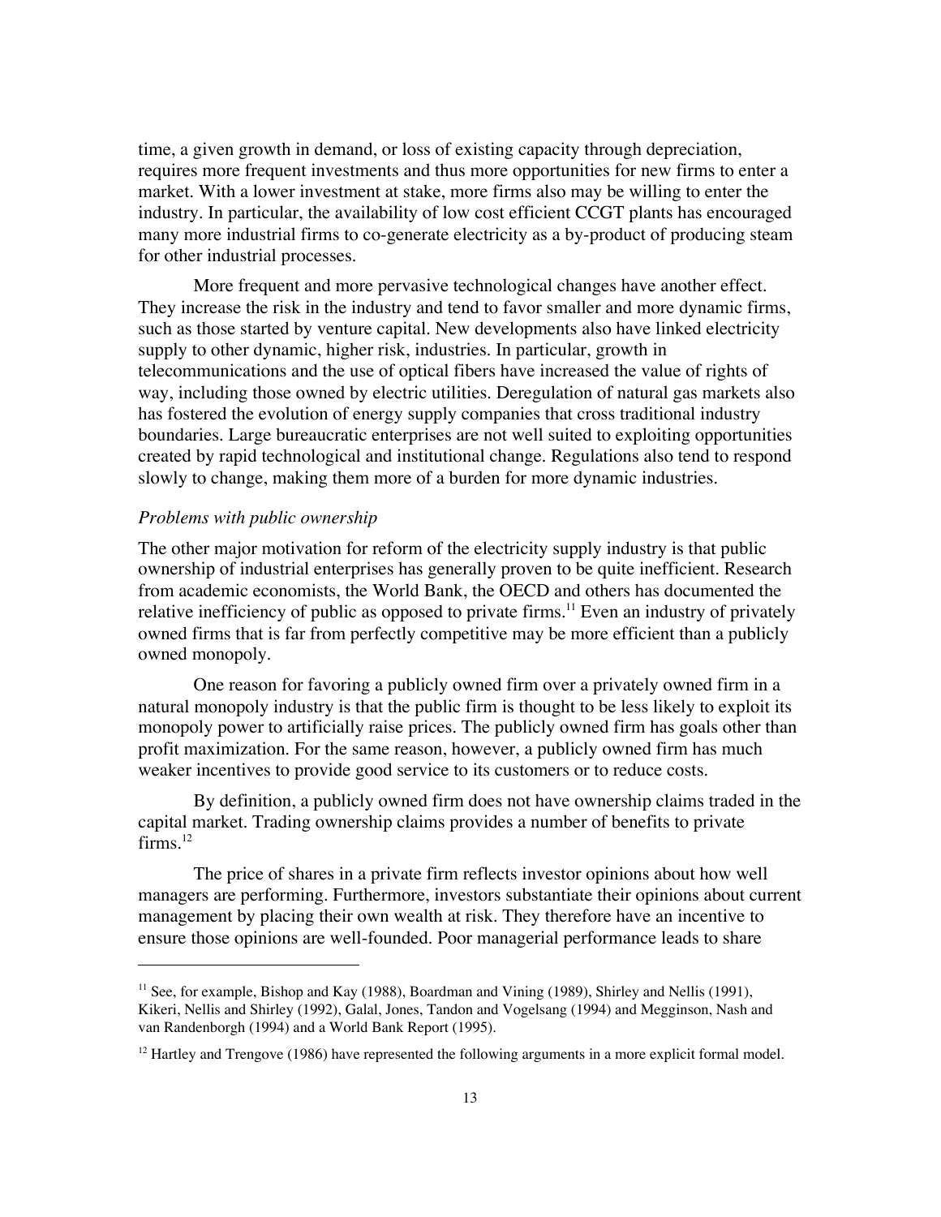time, a given growth in demand, or loss of existing capacity through depreciation, requires more frequent investments and thus more opportunities for new firms to enter a market. With a lower investment at stake, more firms also may be willing to enter the industry. In particular, the availability of low cost efficient CCGT plants has encouraged many more industrial firms to co-generate electricity as a by-product of producing steam for other industrial processes.

More frequent and more pervasive technological changes have another effect. They increase the risk in the industry and tend to favor smaller and more dynamic firms, such as those started by venture capital. New developments also have linked electricity supply to other dynamic, higher risk, industries. In particular, growth in telecommunications and the use of optical fibers have increased the value of rights of way, including those owned by electric utilities. Deregulation of natural gas markets also has fostered the evolution of energy supply companies that cross traditional industry boundaries. Large bureaucratic enterprises are not well suited to exploiting opportunities created by rapid technological and institutional change. Regulations also tend to respond slowly to change, making them more of a burden for more dynamic industries.

*Problems with public ownership*

The other major motivation for reform of the electricity supply industry is that public ownership of industrial enterprises has generally proven to be quite inefficient. Research from academic economists, the World Bank, the OECD and others has documented the relative inefficiency of public as opposed to private firms.[11] Even an industry of privately owned firms that is far from perfectly competitive may be more efficient than a publicly owned monopoly.

One reason for favoring a publicly owned firm over a privately owned firm in a natural monopoly industry is that the public firm is thought to be less likely to exploit its monopoly power to artificially raise prices. The publicly owned firm has goals other than profit maximization. For the same reason, however, a publicly owned firm has much weaker incentives to provide good service to its customers or to reduce costs.

By definition, a publicly owned firm does not have ownership claims traded in the capital market. Trading ownership claims provides a number of benefits to private firms.[12]

The price of shares in a private firm reflects investor opinions about how well managers are performing. Furthermore, investors substantiate their opinions about current management by placing their own wealth at risk. They therefore have an incentive to ensure those opinions are well-founded. Poor managerial performance leads to share

---

[11] See, for example, Bishop and Kay (1988), Boardman and Vining (1989), Shirley and Nellis (1991), Kikeri, Nellis and Shirley (1992), Galal, Jones, Tandon and Vogelsang (1994) and Megginson, Nash and van Randenborgh (1994) and a World Bank Report (1995).

[12] Hartley and Trengove (1986) have represented the following arguments in a more explicit formal model.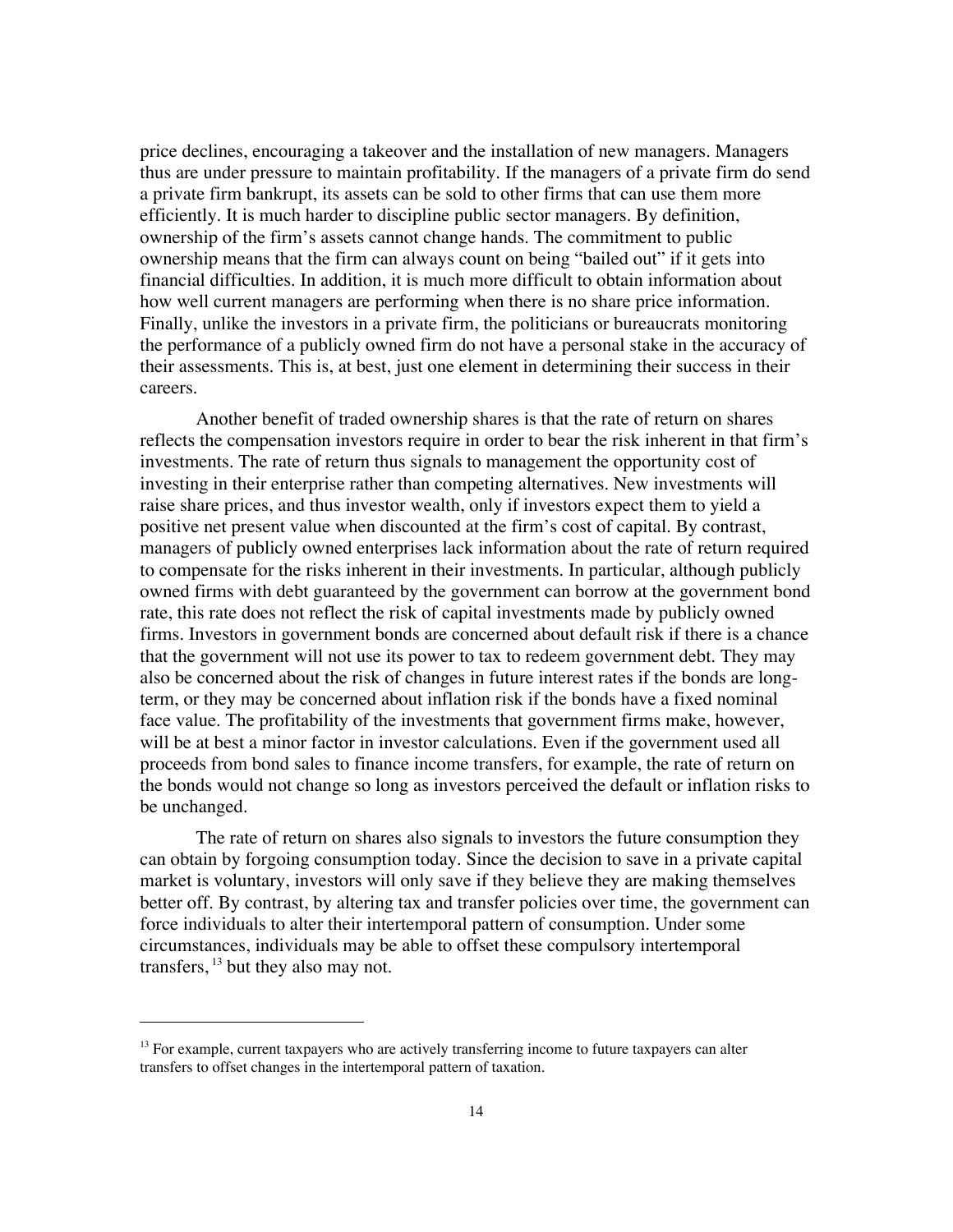price declines, encouraging a takeover and the installation of new managers. Managers thus are under pressure to maintain profitability. If the managers of a private firm do send a private firm bankrupt, its assets can be sold to other firms that can use them more efficiently. It is much harder to discipline public sector managers. By definition, ownership of the firm's assets cannot change hands. The commitment to public ownership means that the firm can always count on being "bailed out" if it gets into financial difficulties. In addition, it is much more difficult to obtain information about how well current managers are performing when there is no share price information. Finally, unlike the investors in a private firm, the politicians or bureaucrats monitoring the performance of a publicly owned firm do not have a personal stake in the accuracy of their assessments. This is, at best, just one element in determining their success in their careers.

Another benefit of traded ownership shares is that the rate of return on shares reflects the compensation investors require in order to bear the risk inherent in that firm's investments. The rate of return thus signals to management the opportunity cost of investing in their enterprise rather than competing alternatives. New investments will raise share prices, and thus investor wealth, only if investors expect them to yield a positive net present value when discounted at the firm's cost of capital. By contrast, managers of publicly owned enterprises lack information about the rate of return required to compensate for the risks inherent in their investments. In particular, although publicly owned firms with debt guaranteed by the government can borrow at the government bond rate, this rate does not reflect the risk of capital investments made by publicly owned firms. Investors in government bonds are concerned about default risk if there is a chance that the government will not use its power to tax to redeem government debt. They may also be concerned about the risk of changes in future interest rates if the bonds are long-term, or they may be concerned about inflation risk if the bonds have a fixed nominal face value. The profitability of the investments that government firms make, however, will be at best a minor factor in investor calculations. Even if the government used all proceeds from bond sales to finance income transfers, for example, the rate of return on the bonds would not change so long as investors perceived the default or inflation risks to be unchanged.

The rate of return on shares also signals to investors the future consumption they can obtain by forgoing consumption today. Since the decision to save in a private capital market is voluntary, investors will only save if they believe they are making themselves better off. By contrast, by altering tax and transfer policies over time, the government can force individuals to alter their intertemporal pattern of consumption. Under some circumstances, individuals may be able to offset these compulsory intertemporal transfers, [13] but they also may not.

[13] For example, current taxpayers who are actively transferring income to future taxpayers can alter transfers to offset changes in the intertemporal pattern of taxation.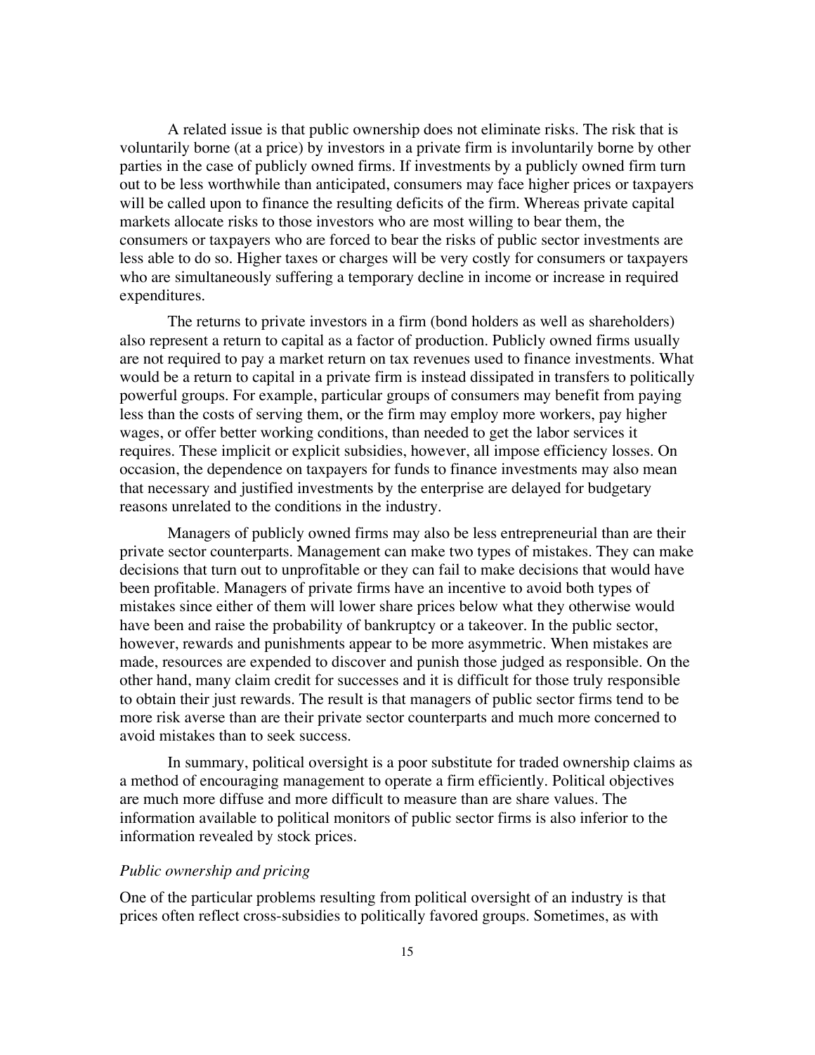A related issue is that public ownership does not eliminate risks. The risk that is voluntarily borne (at a price) by investors in a private firm is involuntarily borne by other parties in the case of publicly owned firms. If investments by a publicly owned firm turn out to be less worthwhile than anticipated, consumers may face higher prices or taxpayers will be called upon to finance the resulting deficits of the firm. Whereas private capital markets allocate risks to those investors who are most willing to bear them, the consumers or taxpayers who are forced to bear the risks of public sector investments are less able to do so. Higher taxes or charges will be very costly for consumers or taxpayers who are simultaneously suffering a temporary decline in income or increase in required expenditures.

The returns to private investors in a firm (bond holders as well as shareholders) also represent a return to capital as a factor of production. Publicly owned firms usually are not required to pay a market return on tax revenues used to finance investments. What would be a return to capital in a private firm is instead dissipated in transfers to politically powerful groups. For example, particular groups of consumers may benefit from paying less than the costs of serving them, or the firm may employ more workers, pay higher wages, or offer better working conditions, than needed to get the labor services it requires. These implicit or explicit subsidies, however, all impose efficiency losses. On occasion, the dependence on taxpayers for funds to finance investments may also mean that necessary and justified investments by the enterprise are delayed for budgetary reasons unrelated to the conditions in the industry.

Managers of publicly owned firms may also be less entrepreneurial than are their private sector counterparts. Management can make two types of mistakes. They can make decisions that turn out to unprofitable or they can fail to make decisions that would have been profitable. Managers of private firms have an incentive to avoid both types of mistakes since either of them will lower share prices below what they otherwise would have been and raise the probability of bankruptcy or a takeover. In the public sector, however, rewards and punishments appear to be more asymmetric. When mistakes are made, resources are expended to discover and punish those judged as responsible. On the other hand, many claim credit for successes and it is difficult for those truly responsible to obtain their just rewards. The result is that managers of public sector firms tend to be more risk averse than are their private sector counterparts and much more concerned to avoid mistakes than to seek success.

In summary, political oversight is a poor substitute for traded ownership claims as a method of encouraging management to operate a firm efficiently. Political objectives are much more diffuse and more difficult to measure than are share values. The information available to political monitors of public sector firms is also inferior to the information revealed by stock prices.

### *Public ownership and pricing*

One of the particular problems resulting from political oversight of an industry is that prices often reflect cross-subsidies to politically favored groups. Sometimes, as with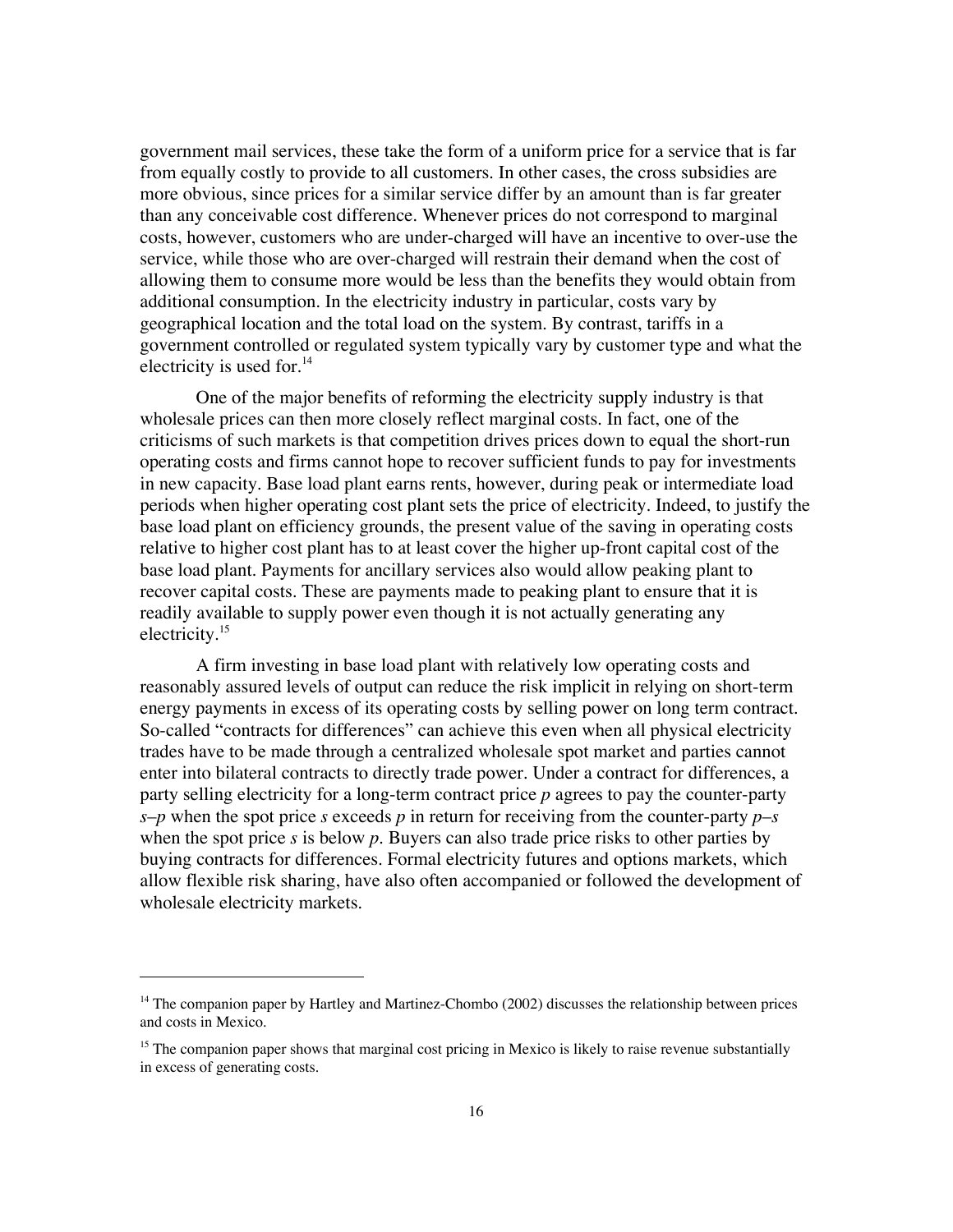government mail services, these take the form of a uniform price for a service that is far from equally costly to provide to all customers. In other cases, the cross subsidies are more obvious, since prices for a similar service differ by an amount than is far greater than any conceivable cost difference. Whenever prices do not correspond to marginal costs, however, customers who are under-charged will have an incentive to over-use the service, while those who are over-charged will restrain their demand when the cost of allowing them to consume more would be less than the benefits they would obtain from additional consumption. In the electricity industry in particular, costs vary by geographical location and the total load on the system. By contrast, tariffs in a government controlled or regulated system typically vary by customer type and what the electricity is used for.[14]

One of the major benefits of reforming the electricity supply industry is that wholesale prices can then more closely reflect marginal costs. In fact, one of the criticisms of such markets is that competition drives prices down to equal the short-run operating costs and firms cannot hope to recover sufficient funds to pay for investments in new capacity. Base load plant earns rents, however, during peak or intermediate load periods when higher operating cost plant sets the price of electricity. Indeed, to justify the base load plant on efficiency grounds, the present value of the saving in operating costs relative to higher cost plant has to at least cover the higher up-front capital cost of the base load plant. Payments for ancillary services also would allow peaking plant to recover capital costs. These are payments made to peaking plant to ensure that it is readily available to supply power even though it is not actually generating any electricity.[15]

A firm investing in base load plant with relatively low operating costs and reasonably assured levels of output can reduce the risk implicit in relying on short-term energy payments in excess of its operating costs by selling power on long term contract. So-called "contracts for differences" can achieve this even when all physical electricity trades have to be made through a centralized wholesale spot market and parties cannot enter into bilateral contracts to directly trade power. Under a contract for differences, a party selling electricity for a long-term contract price $p$ agrees to pay the counter-party $s-p$ when the spot price $s$ exceeds $p$ in return for receiving from the counter-party $p-s$ when the spot price $s$ is below $p$. Buyers can also trade price risks to other parties by buying contracts for differences. Formal electricity futures and options markets, which allow flexible risk sharing, have also often accompanied or followed the development of wholesale electricity markets.

---

[14] The companion paper by Hartley and Martinez-Chombo (2002) discusses the relationship between prices and costs in Mexico.

[15] The companion paper shows that marginal cost pricing in Mexico is likely to raise revenue substantially in excess of generating costs.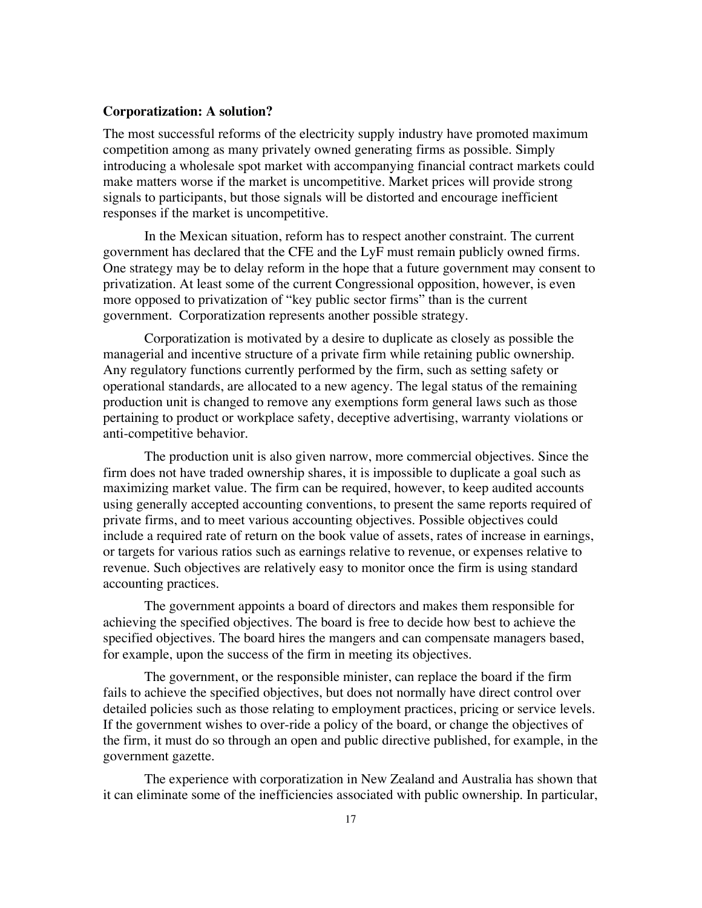**Corporatization: A solution?**

The most successful reforms of the electricity supply industry have promoted maximum competition among as many privately owned generating firms as possible. Simply introducing a wholesale spot market with accompanying financial contract markets could make matters worse if the market is uncompetitive. Market prices will provide strong signals to participants, but those signals will be distorted and encourage inefficient responses if the market is uncompetitive.

In the Mexican situation, reform has to respect another constraint. The current government has declared that the CFE and the LyF must remain publicly owned firms. One strategy may be to delay reform in the hope that a future government may consent to privatization. At least some of the current Congressional opposition, however, is even more opposed to privatization of "key public sector firms" than is the current government. Corporatization represents another possible strategy.

Corporatization is motivated by a desire to duplicate as closely as possible the managerial and incentive structure of a private firm while retaining public ownership. Any regulatory functions currently performed by the firm, such as setting safety or operational standards, are allocated to a new agency. The legal status of the remaining production unit is changed to remove any exemptions form general laws such as those pertaining to product or workplace safety, deceptive advertising, warranty violations or anti-competitive behavior.

The production unit is also given narrow, more commercial objectives. Since the firm does not have traded ownership shares, it is impossible to duplicate a goal such as maximizing market value. The firm can be required, however, to keep audited accounts using generally accepted accounting conventions, to present the same reports required of private firms, and to meet various accounting objectives. Possible objectives could include a required rate of return on the book value of assets, rates of increase in earnings, or targets for various ratios such as earnings relative to revenue, or expenses relative to revenue. Such objectives are relatively easy to monitor once the firm is using standard accounting practices.

The government appoints a board of directors and makes them responsible for achieving the specified objectives. The board is free to decide how best to achieve the specified objectives. The board hires the mangers and can compensate managers based, for example, upon the success of the firm in meeting its objectives.

The government, or the responsible minister, can replace the board if the firm fails to achieve the specified objectives, but does not normally have direct control over detailed policies such as those relating to employment practices, pricing or service levels. If the government wishes to over-ride a policy of the board, or change the objectives of the firm, it must do so through an open and public directive published, for example, in the government gazette.

The experience with corporatization in New Zealand and Australia has shown that it can eliminate some of the inefficiencies associated with public ownership. In particular,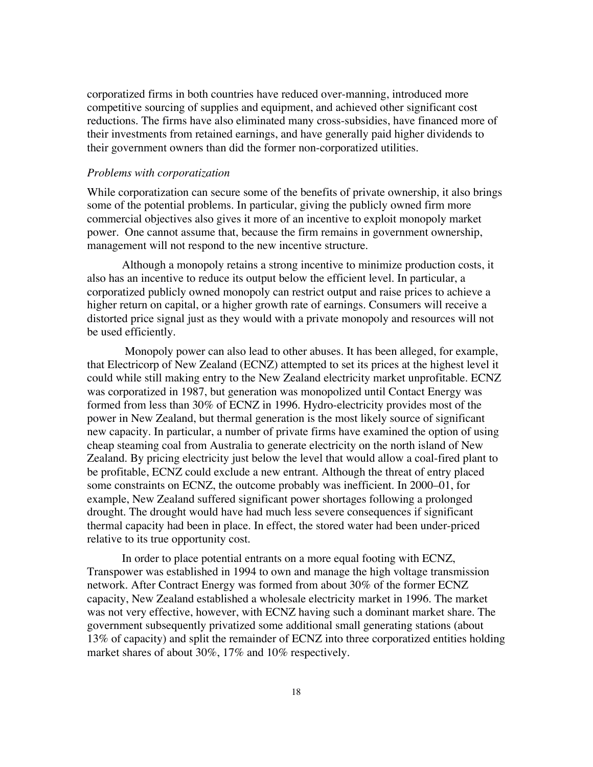corporatized firms in both countries have reduced over-manning, introduced more competitive sourcing of supplies and equipment, and achieved other significant cost reductions. The firms have also eliminated many cross-subsidies, have financed more of their investments from retained earnings, and have generally paid higher dividends to their government owners than did the former non-corporatized utilities.

*Problems with corporatization*

While corporatization can secure some of the benefits of private ownership, it also brings some of the potential problems. In particular, giving the publicly owned firm more commercial objectives also gives it more of an incentive to exploit monopoly market power. One cannot assume that, because the firm remains in government ownership, management will not respond to the new incentive structure.

Although a monopoly retains a strong incentive to minimize production costs, it also has an incentive to reduce its output below the efficient level. In particular, a corporatized publicly owned monopoly can restrict output and raise prices to achieve a higher return on capital, or a higher growth rate of earnings. Consumers will receive a distorted price signal just as they would with a private monopoly and resources will not be used efficiently.

Monopoly power can also lead to other abuses. It has been alleged, for example, that Electricorp of New Zealand (ECNZ) attempted to set its prices at the highest level it could while still making entry to the New Zealand electricity market unprofitable. ECNZ was corporatized in 1987, but generation was monopolized until Contact Energy was formed from less than 30% of ECNZ in 1996. Hydro-electricity provides most of the power in New Zealand, but thermal generation is the most likely source of significant new capacity. In particular, a number of private firms have examined the option of using cheap steaming coal from Australia to generate electricity on the north island of New Zealand. By pricing electricity just below the level that would allow a coal-fired plant to be profitable, ECNZ could exclude a new entrant. Although the threat of entry placed some constraints on ECNZ, the outcome probably was inefficient. In 2000–01, for example, New Zealand suffered significant power shortages following a prolonged drought. The drought would have had much less severe consequences if significant thermal capacity had been in place. In effect, the stored water had been under-priced relative to its true opportunity cost.

In order to place potential entrants on a more equal footing with ECNZ, Transpower was established in 1994 to own and manage the high voltage transmission network. After Contract Energy was formed from about 30% of the former ECNZ capacity, New Zealand established a wholesale electricity market in 1996. The market was not very effective, however, with ECNZ having such a dominant market share. The government subsequently privatized some additional small generating stations (about 13% of capacity) and split the remainder of ECNZ into three corporatized entities holding market shares of about 30%, 17% and 10% respectively.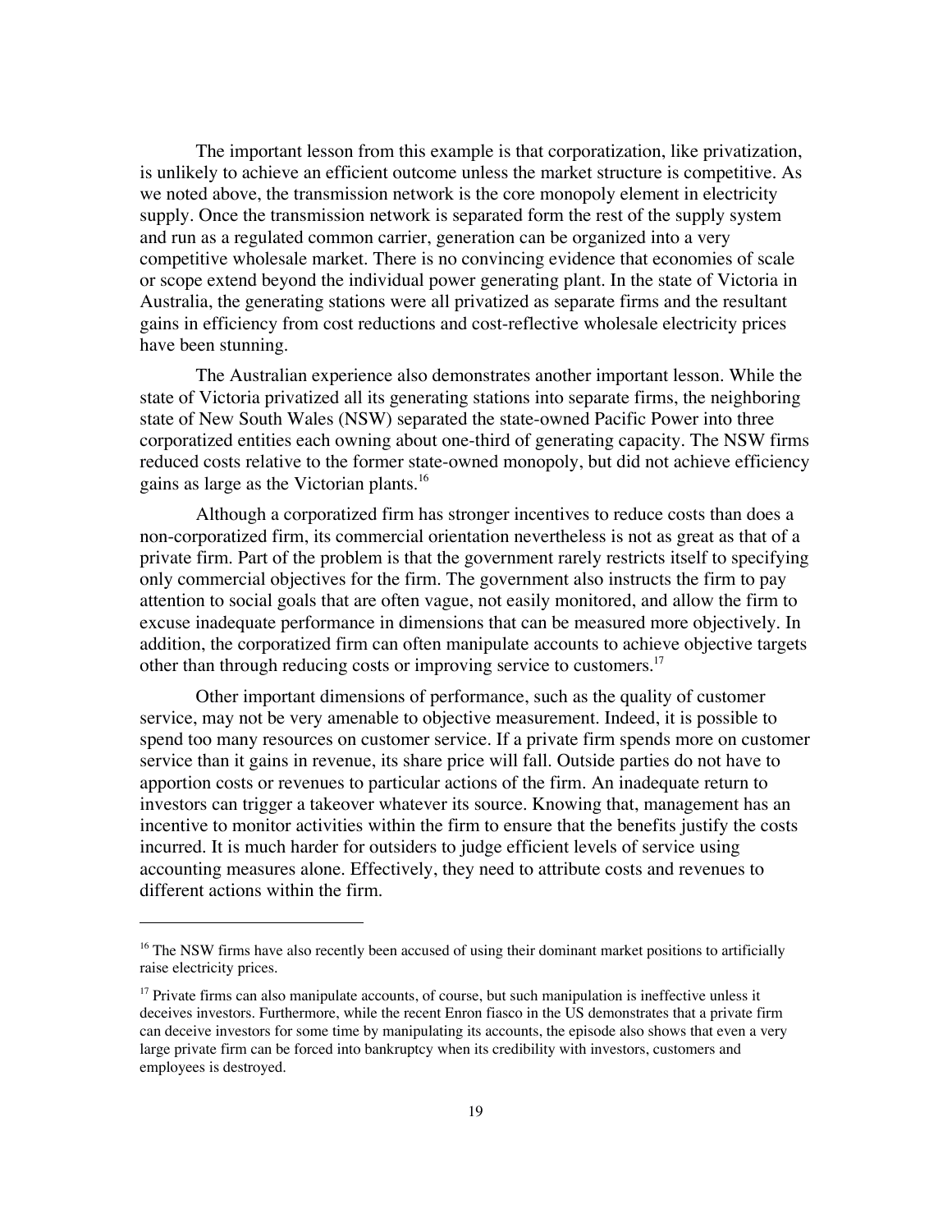The important lesson from this example is that corporatization, like privatization, is unlikely to achieve an efficient outcome unless the market structure is competitive. As we noted above, the transmission network is the core monopoly element in electricity supply. Once the transmission network is separated form the rest of the supply system and run as a regulated common carrier, generation can be organized into a very competitive wholesale market. There is no convincing evidence that economies of scale or scope extend beyond the individual power generating plant. In the state of Victoria in Australia, the generating stations were all privatized as separate firms and the resultant gains in efficiency from cost reductions and cost-reflective wholesale electricity prices have been stunning.

The Australian experience also demonstrates another important lesson. While the state of Victoria privatized all its generating stations into separate firms, the neighboring state of New South Wales (NSW) separated the state-owned Pacific Power into three corporatized entities each owning about one-third of generating capacity. The NSW firms reduced costs relative to the former state-owned monopoly, but did not achieve efficiency gains as large as the Victorian plants.[16]

Although a corporatized firm has stronger incentives to reduce costs than does a non-corporatized firm, its commercial orientation nevertheless is not as great as that of a private firm. Part of the problem is that the government rarely restricts itself to specifying only commercial objectives for the firm. The government also instructs the firm to pay attention to social goals that are often vague, not easily monitored, and allow the firm to excuse inadequate performance in dimensions that can be measured more objectively. In addition, the corporatized firm can often manipulate accounts to achieve objective targets other than through reducing costs or improving service to customers.[17]

Other important dimensions of performance, such as the quality of customer service, may not be very amenable to objective measurement. Indeed, it is possible to spend too many resources on customer service. If a private firm spends more on customer service than it gains in revenue, its share price will fall. Outside parties do not have to apportion costs or revenues to particular actions of the firm. An inadequate return to investors can trigger a takeover whatever its source. Knowing that, management has an incentive to monitor activities within the firm to ensure that the benefits justify the costs incurred. It is much harder for outsiders to judge efficient levels of service using accounting measures alone. Effectively, they need to attribute costs and revenues to different actions within the firm.

---

[16] The NSW firms have also recently been accused of using their dominant market positions to artificially raise electricity prices.

[17] Private firms can also manipulate accounts, of course, but such manipulation is ineffective unless it deceives investors. Furthermore, while the recent Enron fiasco in the US demonstrates that a private firm can deceive investors for some time by manipulating its accounts, the episode also shows that even a very large private firm can be forced into bankruptcy when its credibility with investors, customers and employees is destroyed.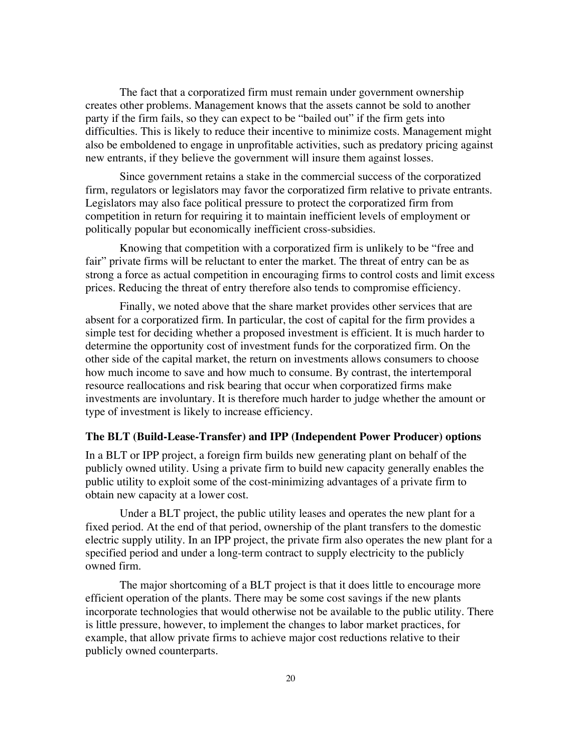The fact that a corporatized firm must remain under government ownership creates other problems. Management knows that the assets cannot be sold to another party if the firm fails, so they can expect to be "bailed out" if the firm gets into difficulties. This is likely to reduce their incentive to minimize costs. Management might also be emboldened to engage in unprofitable activities, such as predatory pricing against new entrants, if they believe the government will insure them against losses.

Since government retains a stake in the commercial success of the corporatized firm, regulators or legislators may favor the corporatized firm relative to private entrants. Legislators may also face political pressure to protect the corporatized firm from competition in return for requiring it to maintain inefficient levels of employment or politically popular but economically inefficient cross-subsidies.

Knowing that competition with a corporatized firm is unlikely to be "free and fair" private firms will be reluctant to enter the market. The threat of entry can be as strong a force as actual competition in encouraging firms to control costs and limit excess prices. Reducing the threat of entry therefore also tends to compromise efficiency.

Finally, we noted above that the share market provides other services that are absent for a corporatized firm. In particular, the cost of capital for the firm provides a simple test for deciding whether a proposed investment is efficient. It is much harder to determine the opportunity cost of investment funds for the corporatized firm. On the other side of the capital market, the return on investments allows consumers to choose how much income to save and how much to consume. By contrast, the intertemporal resource reallocations and risk bearing that occur when corporatized firms make investments are involuntary. It is therefore much harder to judge whether the amount or type of investment is likely to increase efficiency.

### The BLT (Build-Lease-Transfer) and IPP (Independent Power Producer) options

In a BLT or IPP project, a foreign firm builds new generating plant on behalf of the publicly owned utility. Using a private firm to build new capacity generally enables the public utility to exploit some of the cost-minimizing advantages of a private firm to obtain new capacity at a lower cost.

Under a BLT project, the public utility leases and operates the new plant for a fixed period. At the end of that period, ownership of the plant transfers to the domestic electric supply utility. In an IPP project, the private firm also operates the new plant for a specified period and under a long-term contract to supply electricity to the publicly owned firm.

The major shortcoming of a BLT project is that it does little to encourage more efficient operation of the plants. There may be some cost savings if the new plants incorporate technologies that would otherwise not be available to the public utility. There is little pressure, however, to implement the changes to labor market practices, for example, that allow private firms to achieve major cost reductions relative to their publicly owned counterparts.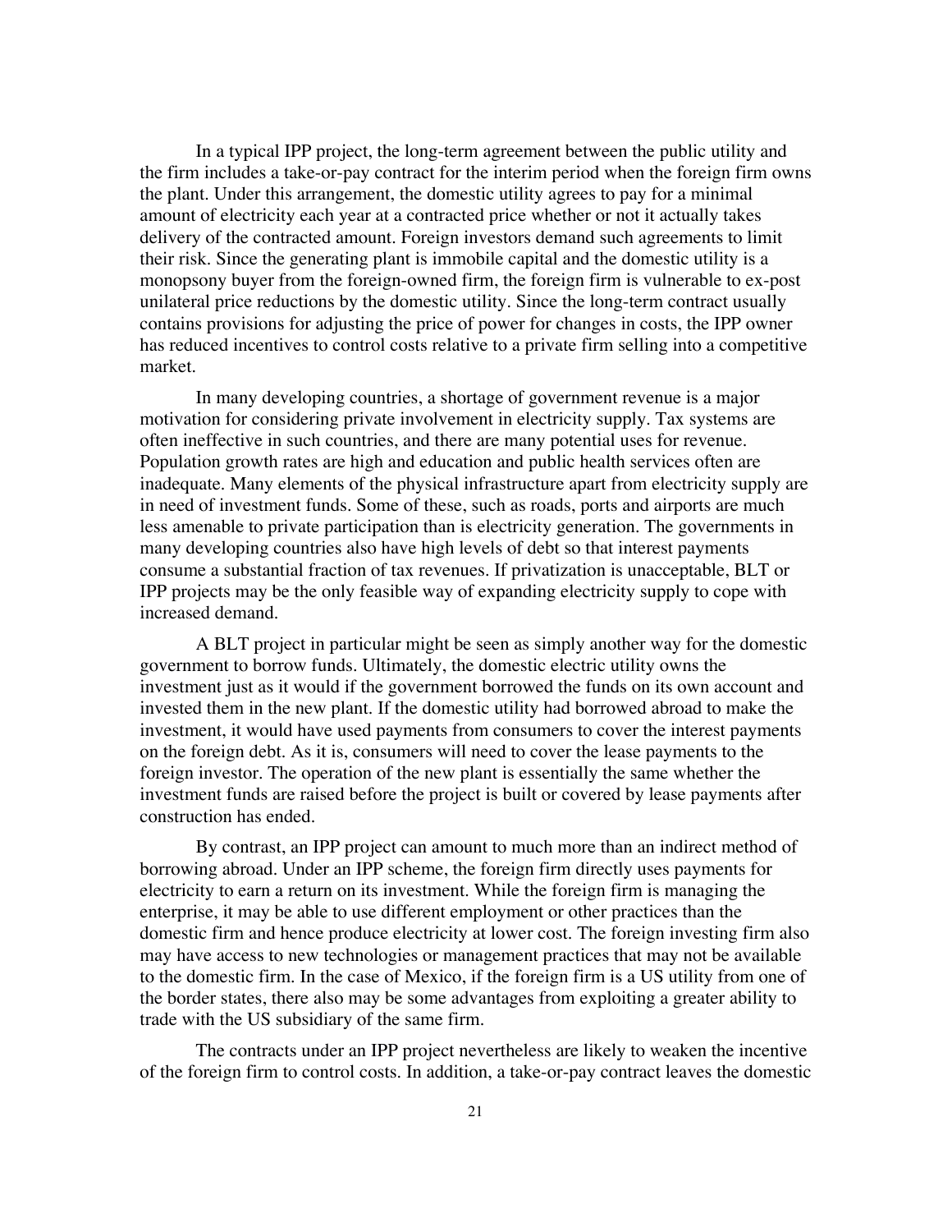In a typical IPP project, the long-term agreement between the public utility and the firm includes a take-or-pay contract for the interim period when the foreign firm owns the plant. Under this arrangement, the domestic utility agrees to pay for a minimal amount of electricity each year at a contracted price whether or not it actually takes delivery of the contracted amount. Foreign investors demand such agreements to limit their risk. Since the generating plant is immobile capital and the domestic utility is a monopsony buyer from the foreign-owned firm, the foreign firm is vulnerable to ex-post unilateral price reductions by the domestic utility. Since the long-term contract usually contains provisions for adjusting the price of power for changes in costs, the IPP owner has reduced incentives to control costs relative to a private firm selling into a competitive market.

In many developing countries, a shortage of government revenue is a major motivation for considering private involvement in electricity supply. Tax systems are often ineffective in such countries, and there are many potential uses for revenue. Population growth rates are high and education and public health services often are inadequate. Many elements of the physical infrastructure apart from electricity supply are in need of investment funds. Some of these, such as roads, ports and airports are much less amenable to private participation than is electricity generation. The governments in many developing countries also have high levels of debt so that interest payments consume a substantial fraction of tax revenues. If privatization is unacceptable, BLT or IPP projects may be the only feasible way of expanding electricity supply to cope with increased demand.

A BLT project in particular might be seen as simply another way for the domestic government to borrow funds. Ultimately, the domestic electric utility owns the investment just as it would if the government borrowed the funds on its own account and invested them in the new plant. If the domestic utility had borrowed abroad to make the investment, it would have used payments from consumers to cover the interest payments on the foreign debt. As it is, consumers will need to cover the lease payments to the foreign investor. The operation of the new plant is essentially the same whether the investment funds are raised before the project is built or covered by lease payments after construction has ended.

By contrast, an IPP project can amount to much more than an indirect method of borrowing abroad. Under an IPP scheme, the foreign firm directly uses payments for electricity to earn a return on its investment. While the foreign firm is managing the enterprise, it may be able to use different employment or other practices than the domestic firm and hence produce electricity at lower cost. The foreign investing firm also may have access to new technologies or management practices that may not be available to the domestic firm. In the case of Mexico, if the foreign firm is a US utility from one of the border states, there also may be some advantages from exploiting a greater ability to trade with the US subsidiary of the same firm.

The contracts under an IPP project nevertheless are likely to weaken the incentive of the foreign firm to control costs. In addition, a take-or-pay contract leaves the domestic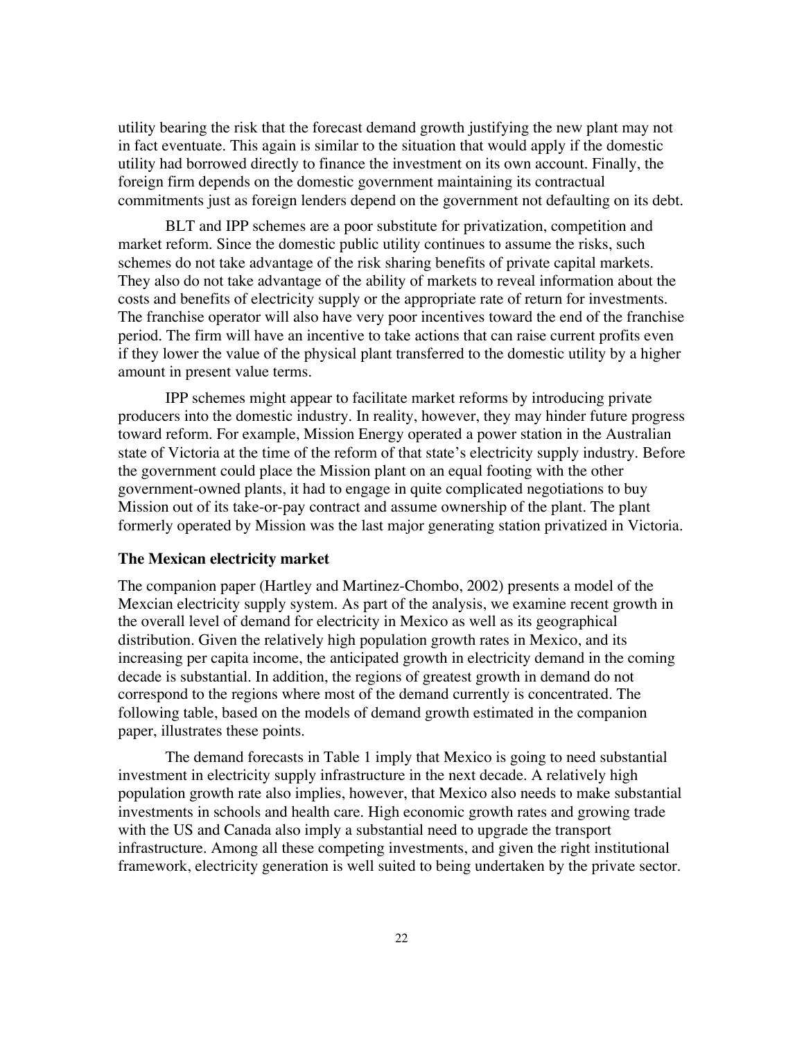utility bearing the risk that the forecast demand growth justifying the new plant may not in fact eventuate. This again is similar to the situation that would apply if the domestic utility had borrowed directly to finance the investment on its own account. Finally, the foreign firm depends on the domestic government maintaining its contractual commitments just as foreign lenders depend on the government not defaulting on its debt.

BLT and IPP schemes are a poor substitute for privatization, competition and market reform. Since the domestic public utility continues to assume the risks, such schemes do not take advantage of the risk sharing benefits of private capital markets. They also do not take advantage of the ability of markets to reveal information about the costs and benefits of electricity supply or the appropriate rate of return for investments. The franchise operator will also have very poor incentives toward the end of the franchise period. The firm will have an incentive to take actions that can raise current profits even if they lower the value of the physical plant transferred to the domestic utility by a higher amount in present value terms.

IPP schemes might appear to facilitate market reforms by introducing private producers into the domestic industry. In reality, however, they may hinder future progress toward reform. For example, Mission Energy operated a power station in the Australian state of Victoria at the time of the reform of that state's electricity supply industry. Before the government could place the Mission plant on an equal footing with the other government-owned plants, it had to engage in quite complicated negotiations to buy Mission out of its take-or-pay contract and assume ownership of the plant. The plant formerly operated by Mission was the last major generating station privatized in Victoria.

### The Mexican electricity market

The companion paper (Hartley and Martinez-Chombo, 2002) presents a model of the Mexcian electricity supply system. As part of the analysis, we examine recent growth in the overall level of demand for electricity in Mexico as well as its geographical distribution. Given the relatively high population growth rates in Mexico, and its increasing per capita income, the anticipated growth in electricity demand in the coming decade is substantial. In addition, the regions of greatest growth in demand do not correspond to the regions where most of the demand currently is concentrated. The following table, based on the models of demand growth estimated in the companion paper, illustrates these points.

The demand forecasts in Table 1 imply that Mexico is going to need substantial investment in electricity supply infrastructure in the next decade. A relatively high population growth rate also implies, however, that Mexico also needs to make substantial investments in schools and health care. High economic growth rates and growing trade with the US and Canada also imply a substantial need to upgrade the transport infrastructure. Among all these competing investments, and given the right institutional framework, electricity generation is well suited to being undertaken by the private sector.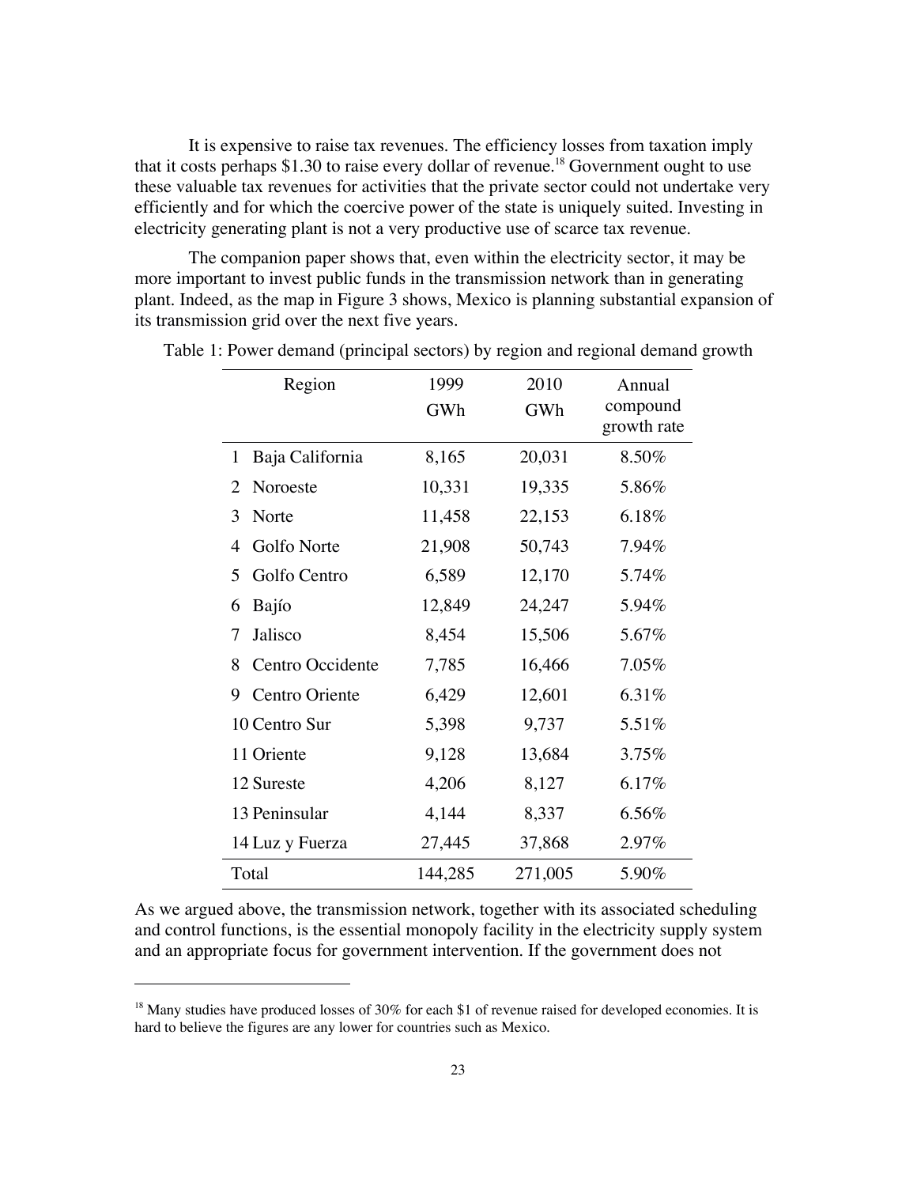It is expensive to raise tax revenues. The efficiency losses from taxation imply that it costs perhaps $1.30 to raise every dollar of revenue.[18] Government ought to use these valuable tax revenues for activities that the private sector could not undertake very efficiently and for which the coercive power of the state is uniquely suited. Investing in electricity generating plant is not a very productive use of scarce tax revenue.

The companion paper shows that, even within the electricity sector, it may be more important to invest public funds in the transmission network than in generating plant. Indeed, as the map in Figure 3 shows, Mexico is planning substantial expansion of its transmission grid over the next five years.

Table 1: Power demand (principal sectors) by region and regional demand growth

| Region | 1999 GWh | 2010 GWh | Annual compound growth rate |
|---|---|---|---|
| 1 Baja California | 8,165 | 20,031 | 8.50% |
| 2 Noroeste | 10,331 | 19,335 | 5.86% |
| 3 Norte | 11,458 | 22,153 | 6.18% |
| 4 Golfo Norte | 21,908 | 50,743 | 7.94% |
| 5 Golfo Centro | 6,589 | 12,170 | 5.74% |
| 6 Bajío | 12,849 | 24,247 | 5.94% |
| 7 Jalisco | 8,454 | 15,506 | 5.67% |
| 8 Centro Occidente | 7,785 | 16,466 | 7.05% |
| 9 Centro Oriente | 6,429 | 12,601 | 6.31% |
| 10 Centro Sur | 5,398 | 9,737 | 5.51% |
| 11 Oriente | 9,128 | 13,684 | 3.75% |
| 12 Sureste | 4,206 | 8,127 | 6.17% |
| 13 Peninsular | 4,144 | 8,337 | 6.56% |
| 14 Luz y Fuerza | 27,445 | 37,868 | 2.97% |
| Total | 144,285 | 271,005 | 5.90% |

As we argued above, the transmission network, together with its associated scheduling and control functions, is the essential monopoly facility in the electricity supply system and an appropriate focus for government intervention. If the government does not

[18] Many studies have produced losses of 30% for each $1 of revenue raised for developed economies. It is hard to believe the figures are any lower for countries such as Mexico.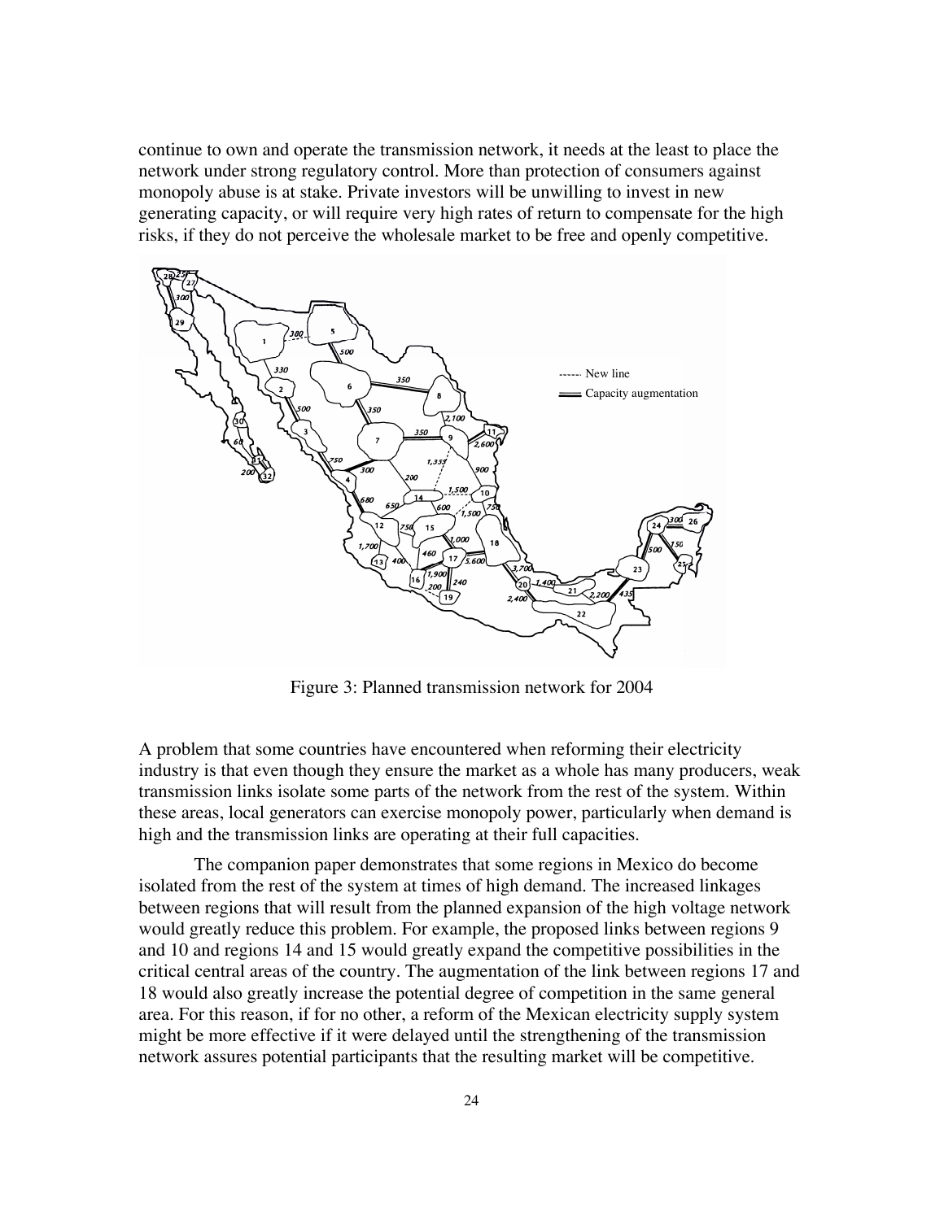continue to own and operate the transmission network, it needs at the least to place the network under strong regulatory control. More than protection of consumers against monopoly abuse is at stake. Private investors will be unwilling to invest in new generating capacity, or will require very high rates of return to compensate for the high risks, if they do not perceive the wholesale market to be free and openly competitive.

Figure 3: Planned transmission network for 2004

A problem that some countries have encountered when reforming their electricity industry is that even though they ensure the market as a whole has many producers, weak transmission links isolate some parts of the network from the rest of the system. Within these areas, local generators can exercise monopoly power, particularly when demand is high and the transmission links are operating at their full capacities.

The companion paper demonstrates that some regions in Mexico do become isolated from the rest of the system at times of high demand. The increased linkages between regions that will result from the planned expansion of the high voltage network would greatly reduce this problem. For example, the proposed links between regions 9 and 10 and regions 14 and 15 would greatly expand the competitive possibilities in the critical central areas of the country. The augmentation of the link between regions 17 and 18 would also greatly increase the potential degree of competition in the same general area. For this reason, if for no other, a reform of the Mexican electricity supply system might be more effective if it were delayed until the strengthening of the transmission network assures potential participants that the resulting market will be competitive.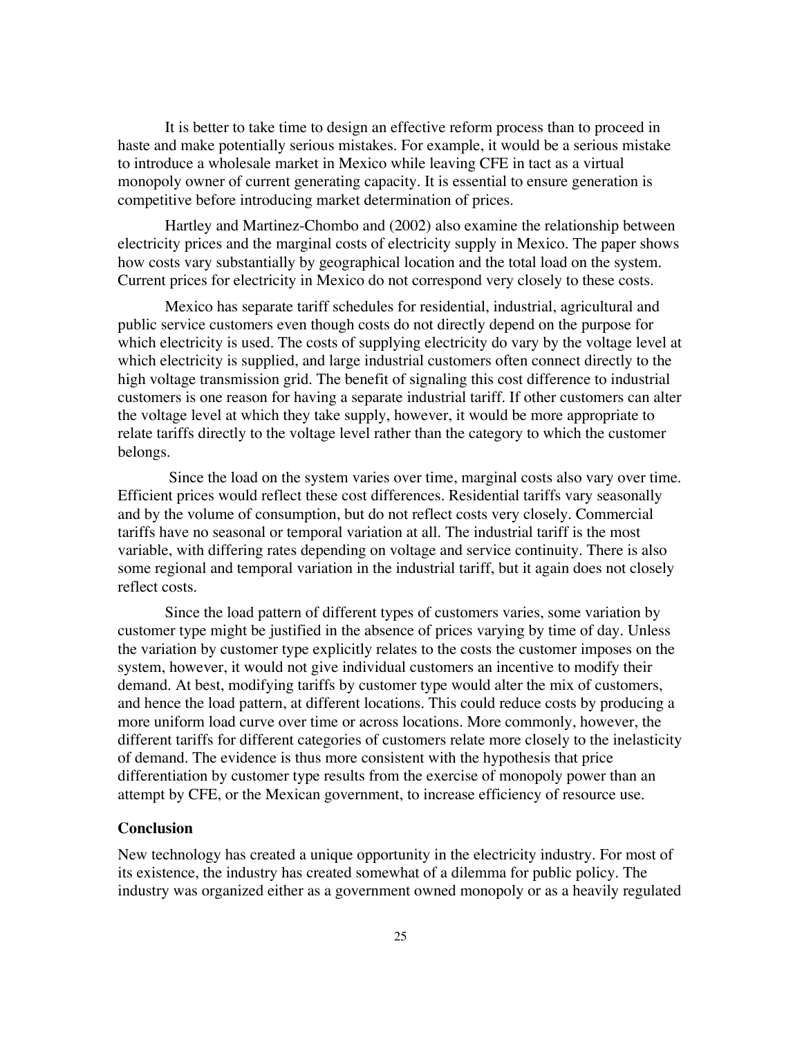It is better to take time to design an effective reform process than to proceed in haste and make potentially serious mistakes. For example, it would be a serious mistake to introduce a wholesale market in Mexico while leaving CFE in tact as a virtual monopoly owner of current generating capacity. It is essential to ensure generation is competitive before introducing market determination of prices.

Hartley and Martinez-Chombo and (2002) also examine the relationship between electricity prices and the marginal costs of electricity supply in Mexico. The paper shows how costs vary substantially by geographical location and the total load on the system. Current prices for electricity in Mexico do not correspond very closely to these costs.

Mexico has separate tariff schedules for residential, industrial, agricultural and public service customers even though costs do not directly depend on the purpose for which electricity is used. The costs of supplying electricity do vary by the voltage level at which electricity is supplied, and large industrial customers often connect directly to the high voltage transmission grid. The benefit of signaling this cost difference to industrial customers is one reason for having a separate industrial tariff. If other customers can alter the voltage level at which they take supply, however, it would be more appropriate to relate tariffs directly to the voltage level rather than the category to which the customer belongs.

Since the load on the system varies over time, marginal costs also vary over time. Efficient prices would reflect these cost differences. Residential tariffs vary seasonally and by the volume of consumption, but do not reflect costs very closely. Commercial tariffs have no seasonal or temporal variation at all. The industrial tariff is the most variable, with differing rates depending on voltage and service continuity. There is also some regional and temporal variation in the industrial tariff, but it again does not closely reflect costs.

Since the load pattern of different types of customers varies, some variation by customer type might be justified in the absence of prices varying by time of day. Unless the variation by customer type explicitly relates to the costs the customer imposes on the system, however, it would not give individual customers an incentive to modify their demand. At best, modifying tariffs by customer type would alter the mix of customers, and hence the load pattern, at different locations. This could reduce costs by producing a more uniform load curve over time or across locations. More commonly, however, the different tariffs for different categories of customers relate more closely to the inelasticity of demand. The evidence is thus more consistent with the hypothesis that price differentiation by customer type results from the exercise of monopoly power than an attempt by CFE, or the Mexican government, to increase efficiency of resource use.

## Conclusion

New technology has created a unique opportunity in the electricity industry. For most of its existence, the industry has created somewhat of a dilemma for public policy. The industry was organized either as a government owned monopoly or as a heavily regulated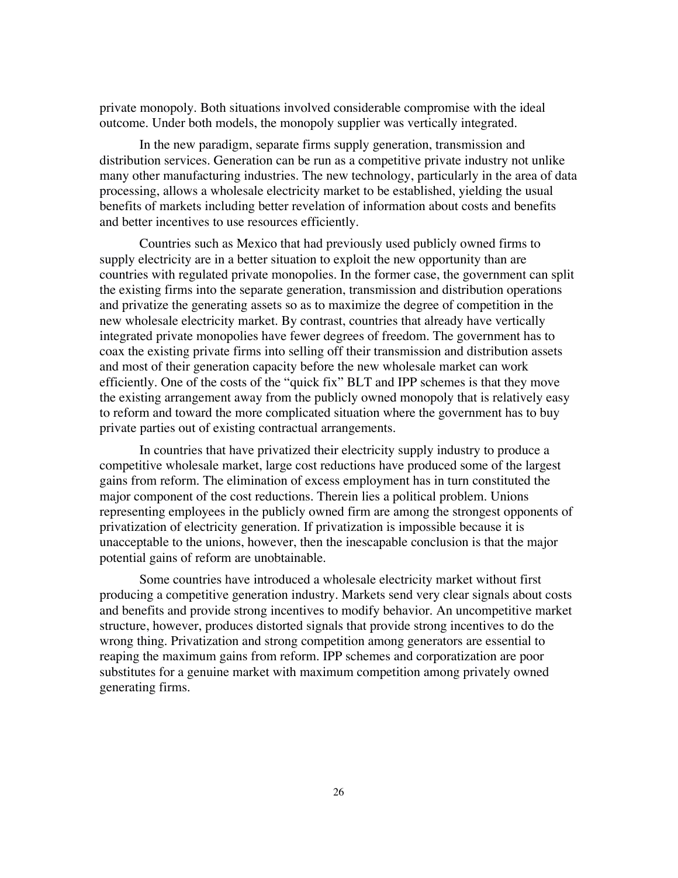private monopoly. Both situations involved considerable compromise with the ideal outcome. Under both models, the monopoly supplier was vertically integrated.

In the new paradigm, separate firms supply generation, transmission and distribution services. Generation can be run as a competitive private industry not unlike many other manufacturing industries. The new technology, particularly in the area of data processing, allows a wholesale electricity market to be established, yielding the usual benefits of markets including better revelation of information about costs and benefits and better incentives to use resources efficiently.

Countries such as Mexico that had previously used publicly owned firms to supply electricity are in a better situation to exploit the new opportunity than are countries with regulated private monopolies. In the former case, the government can split the existing firms into the separate generation, transmission and distribution operations and privatize the generating assets so as to maximize the degree of competition in the new wholesale electricity market. By contrast, countries that already have vertically integrated private monopolies have fewer degrees of freedom. The government has to coax the existing private firms into selling off their transmission and distribution assets and most of their generation capacity before the new wholesale market can work efficiently. One of the costs of the "quick fix" BLT and IPP schemes is that they move the existing arrangement away from the publicly owned monopoly that is relatively easy to reform and toward the more complicated situation where the government has to buy private parties out of existing contractual arrangements.

In countries that have privatized their electricity supply industry to produce a competitive wholesale market, large cost reductions have produced some of the largest gains from reform. The elimination of excess employment has in turn constituted the major component of the cost reductions. Therein lies a political problem. Unions representing employees in the publicly owned firm are among the strongest opponents of privatization of electricity generation. If privatization is impossible because it is unacceptable to the unions, however, then the inescapable conclusion is that the major potential gains of reform are unobtainable.

Some countries have introduced a wholesale electricity market without first producing a competitive generation industry. Markets send very clear signals about costs and benefits and provide strong incentives to modify behavior. An uncompetitive market structure, however, produces distorted signals that provide strong incentives to do the wrong thing. Privatization and strong competition among generators are essential to reaping the maximum gains from reform. IPP schemes and corporatization are poor substitutes for a genuine market with maximum competition among privately owned generating firms.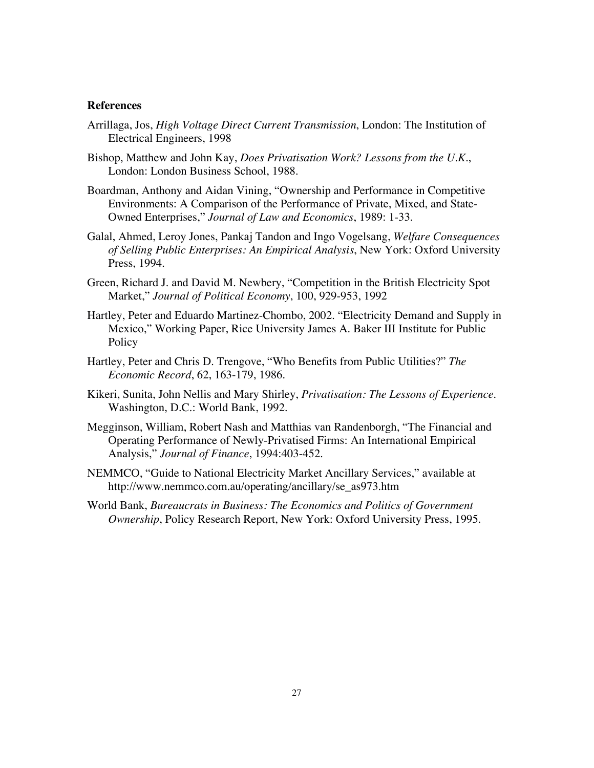## References

Arrillaga, Jos, *High Voltage Direct Current Transmission*, London: The Institution of Electrical Engineers, 1998

Bishop, Matthew and John Kay, *Does Privatisation Work? Lessons from the U.K.*, London: London Business School, 1988.

Boardman, Anthony and Aidan Vining, "Ownership and Performance in Competitive Environments: A Comparison of the Performance of Private, Mixed, and State-Owned Enterprises," *Journal of Law and Economics*, 1989: 1-33.

Galal, Ahmed, Leroy Jones, Pankaj Tandon and Ingo Vogelsang, *Welfare Consequences of Selling Public Enterprises: An Empirical Analysis*, New York: Oxford University Press, 1994.

Green, Richard J. and David M. Newbery, "Competition in the British Electricity Spot Market," *Journal of Political Economy*, 100, 929-953, 1992

Hartley, Peter and Eduardo Martinez-Chombo, 2002. "Electricity Demand and Supply in Mexico," Working Paper, Rice University James A. Baker III Institute for Public Policy

Hartley, Peter and Chris D. Trengove, "Who Benefits from Public Utilities?" *The Economic Record*, 62, 163-179, 1986.

Kikeri, Sunita, John Nellis and Mary Shirley, *Privatisation: The Lessons of Experience*. Washington, D.C.: World Bank, 1992.

Megginson, William, Robert Nash and Matthias van Randenborgh, "The Financial and Operating Performance of Newly-Privatised Firms: An International Empirical Analysis," *Journal of Finance*, 1994:403-452.

NEMMCO, "Guide to National Electricity Market Ancillary Services," available at http://www.nemmco.com.au/operating/ancillary/se_as973.htm

World Bank, *Bureaucrats in Business: The Economics and Politics of Government Ownership*, Policy Research Report, New York: Oxford University Press, 1995.